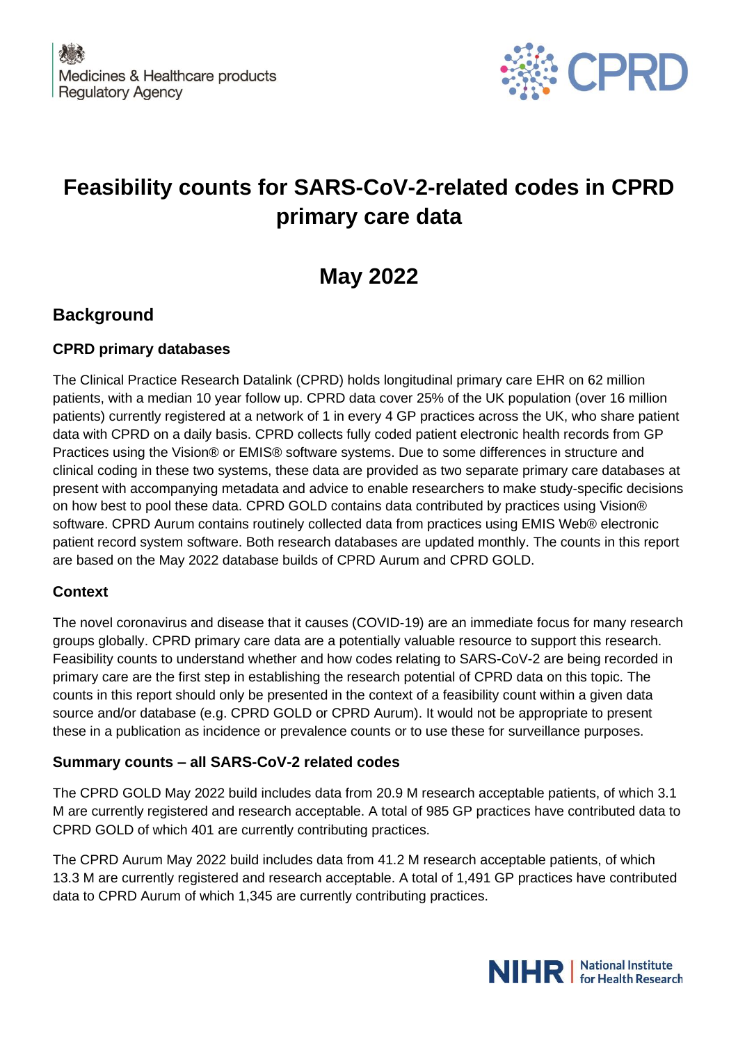Medicines & Healthcare products Regulatory Agency

CPRD

# Feasibility counts for SARS-CoV-2-related codes in CPRD primary care data

# May 2022

## Background

### CPRD primary databases

The Clinical Practice Research Datalink (CPRD) holds longitudinal primary care EHR on 62 million patients, with a median 10 year follow up. CPRD data cover 25% of the UK population (over 16 million patients) currently registered at a network of 1 in every 4 GP practices across the UK, who share patient data with CPRD on a daily basis. CPRD collects fully coded patient electronic health records from GP Practices using the Vision® or EMIS® software systems. Due to some differences in structure and clinical coding in these two systems, these data are provided as two separate primary care databases at present with accompanying metadata and advice to enable researchers to make study-specific decisions on how best to pool these data. CPRD GOLD contains data contributed by practices using Vision® software. CPRD Aurum contains routinely collected data from practices using EMIS Web® electronic patient record system software. Both research databases are updated monthly. The counts in this report are based on the May 2022 database builds of CPRD Aurum and CPRD GOLD.

### Context

The novel coronavirus and disease that it causes (COVID-19) are an immediate focus for many research groups globally. CPRD primary care data are a potentially valuable resource to support this research. Feasibility counts to understand whether and how codes relating to SARS-CoV-2 are being recorded in primary care are the first step in establishing the research potential of CPRD data on this topic. The counts in this report should only be presented in the context of a feasibility count within a given data source and/or database (e.g. CPRD GOLD or CPRD Aurum). It would not be appropriate to present these in a publication as incidence or prevalence counts or to use these for surveillance purposes.

### Summary counts – all SARS-CoV-2 related codes

The CPRD GOLD May 2022 build includes data from 20.9 M research acceptable patients, of which 3.1 M are currently registered and research acceptable. A total of 985 GP practices have contributed data to CPRD GOLD of which 401 are currently contributing practices.

The CPRD Aurum May 2022 build includes data from 41.2 M research acceptable patients, of which 13.3 M are currently registered and research acceptable. A total of 1,491 GP practices have contributed data to CPRD Aurum of which 1,345 are currently contributing practices.

NIHR | National Institute for Health Research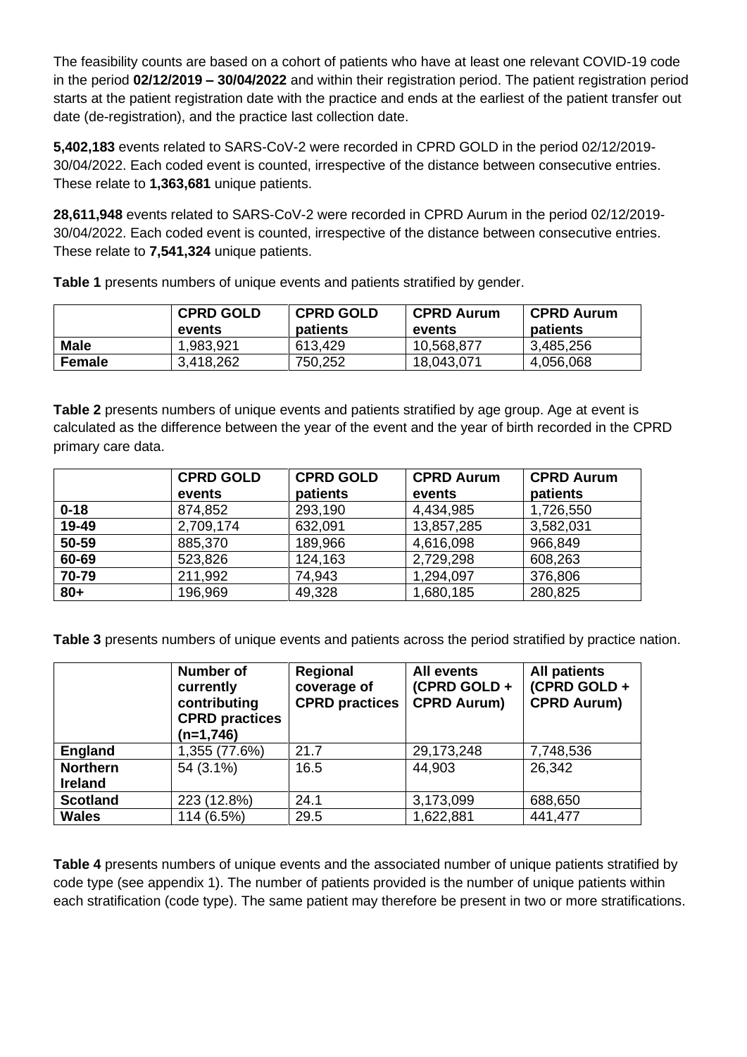The feasibility counts are based on a cohort of patients who have at least one relevant COVID-19 code in the period **02/12/2019 – 30/04/2022** and within their registration period. The patient registration period starts at the patient registration date with the practice and ends at the earliest of the patient transfer out date (de-registration), and the practice last collection date.

**5,402,183** events related to SARS-CoV-2 were recorded in CPRD GOLD in the period 02/12/2019-30/04/2022. Each coded event is counted, irrespective of the distance between consecutive entries. These relate to **1,363,681** unique patients.

**28,611,948** events related to SARS-CoV-2 were recorded in CPRD Aurum in the period 02/12/2019-30/04/2022. Each coded event is counted, irrespective of the distance between consecutive entries. These relate to **7,541,324** unique patients.

**Table 1** presents numbers of unique events and patients stratified by gender.

| | CPRD GOLD events | CPRD GOLD patients | CPRD Aurum events | CPRD Aurum patients |
|---|---|---|---|---|
| **Male** | 1,983,921 | 613,429 | 10,568,877 | 3,485,256 |
| **Female** | 3,418,262 | 750,252 | 18,043,071 | 4,056,068 |

**Table 2** presents numbers of unique events and patients stratified by age group. Age at event is calculated as the difference between the year of the event and the year of birth recorded in the CPRD primary care data.

| | CPRD GOLD events | CPRD GOLD patients | CPRD Aurum events | CPRD Aurum patients |
|---|---|---|---|---|
| **0-18** | 874,852 | 293,190 | 4,434,985 | 1,726,550 |
| **19-49** | 2,709,174 | 632,091 | 13,857,285 | 3,582,031 |
| **50-59** | 885,370 | 189,966 | 4,616,098 | 966,849 |
| **60-69** | 523,826 | 124,163 | 2,729,298 | 608,263 |
| **70-79** | 211,992 | 74,943 | 1,294,097 | 376,806 |
| **80+** | 196,969 | 49,328 | 1,680,185 | 280,825 |

**Table 3** presents numbers of unique events and patients across the period stratified by practice nation.

| | Number of currently contributing CPRD practices (n=1,746) | Regional coverage of CPRD practices | All events (CPRD GOLD + CPRD Aurum) | All patients (CPRD GOLD + CPRD Aurum) |
|---|---|---|---|---|
| **England** | 1,355 (77.6%) | 21.7 | 29,173,248 | 7,748,536 |
| **Northern Ireland** | 54 (3.1%) | 16.5 | 44,903 | 26,342 |
| **Scotland** | 223 (12.8%) | 24.1 | 3,173,099 | 688,650 |
| **Wales** | 114 (6.5%) | 29.5 | 1,622,881 | 441,477 |

**Table 4** presents numbers of unique events and the associated number of unique patients stratified by code type (see appendix 1). The number of patients provided is the number of unique patients within each stratification (code type). The same patient may therefore be present in two or more stratifications.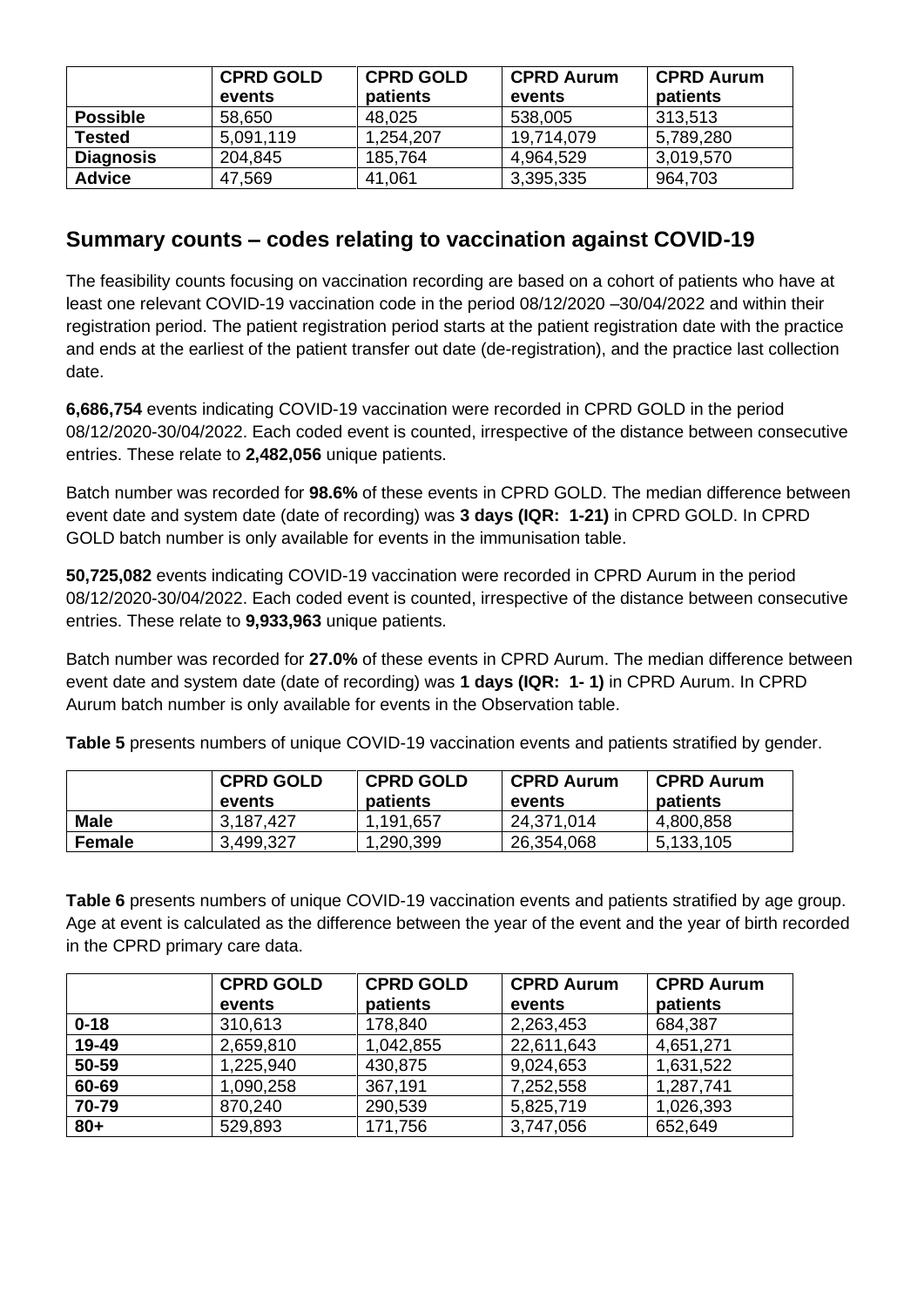|  | CPRD GOLD events | CPRD GOLD patients | CPRD Aurum events | CPRD Aurum patients |
|---|---|---|---|---|
| **Possible** | 58,650 | 48,025 | 538,005 | 313,513 |
| **Tested** | 5,091,119 | 1,254,207 | 19,714,079 | 5,789,280 |
| **Diagnosis** | 204,845 | 185,764 | 4,964,529 | 3,019,570 |
| **Advice** | 47,569 | 41,061 | 3,395,335 | 964,703 |

## Summary counts – codes relating to vaccination against COVID-19

The feasibility counts focusing on vaccination recording are based on a cohort of patients who have at least one relevant COVID-19 vaccination code in the period 08/12/2020 –30/04/2022 and within their registration period. The patient registration period starts at the patient registration date with the practice and ends at the earliest of the patient transfer out date (de-registration), and the practice last collection date.

**6,686,754** events indicating COVID-19 vaccination were recorded in CPRD GOLD in the period 08/12/2020-30/04/2022. Each coded event is counted, irrespective of the distance between consecutive entries. These relate to **2,482,056** unique patients.

Batch number was recorded for **98.6%** of these events in CPRD GOLD. The median difference between event date and system date (date of recording) was **3 days (IQR: 1-21)** in CPRD GOLD. In CPRD GOLD batch number is only available for events in the immunisation table.

**50,725,082** events indicating COVID-19 vaccination were recorded in CPRD Aurum in the period 08/12/2020-30/04/2022. Each coded event is counted, irrespective of the distance between consecutive entries. These relate to **9,933,963** unique patients.

Batch number was recorded for **27.0%** of these events in CPRD Aurum. The median difference between event date and system date (date of recording) was **1 days (IQR: 1- 1)** in CPRD Aurum. In CPRD Aurum batch number is only available for events in the Observation table.

**Table 5** presents numbers of unique COVID-19 vaccination events and patients stratified by gender.

|  | CPRD GOLD events | CPRD GOLD patients | CPRD Aurum events | CPRD Aurum patients |
|---|---|---|---|---|
| **Male** | 3,187,427 | 1,191,657 | 24,371,014 | 4,800,858 |
| **Female** | 3,499,327 | 1,290,399 | 26,354,068 | 5,133,105 |

**Table 6** presents numbers of unique COVID-19 vaccination events and patients stratified by age group. Age at event is calculated as the difference between the year of the event and the year of birth recorded in the CPRD primary care data.

|  | CPRD GOLD events | CPRD GOLD patients | CPRD Aurum events | CPRD Aurum patients |
|---|---|---|---|---|
| **0-18** | 310,613 | 178,840 | 2,263,453 | 684,387 |
| **19-49** | 2,659,810 | 1,042,855 | 22,611,643 | 4,651,271 |
| **50-59** | 1,225,940 | 430,875 | 9,024,653 | 1,631,522 |
| **60-69** | 1,090,258 | 367,191 | 7,252,558 | 1,287,741 |
| **70-79** | 870,240 | 290,539 | 5,825,719 | 1,026,393 |
| **80+** | 529,893 | 171,756 | 3,747,056 | 652,649 |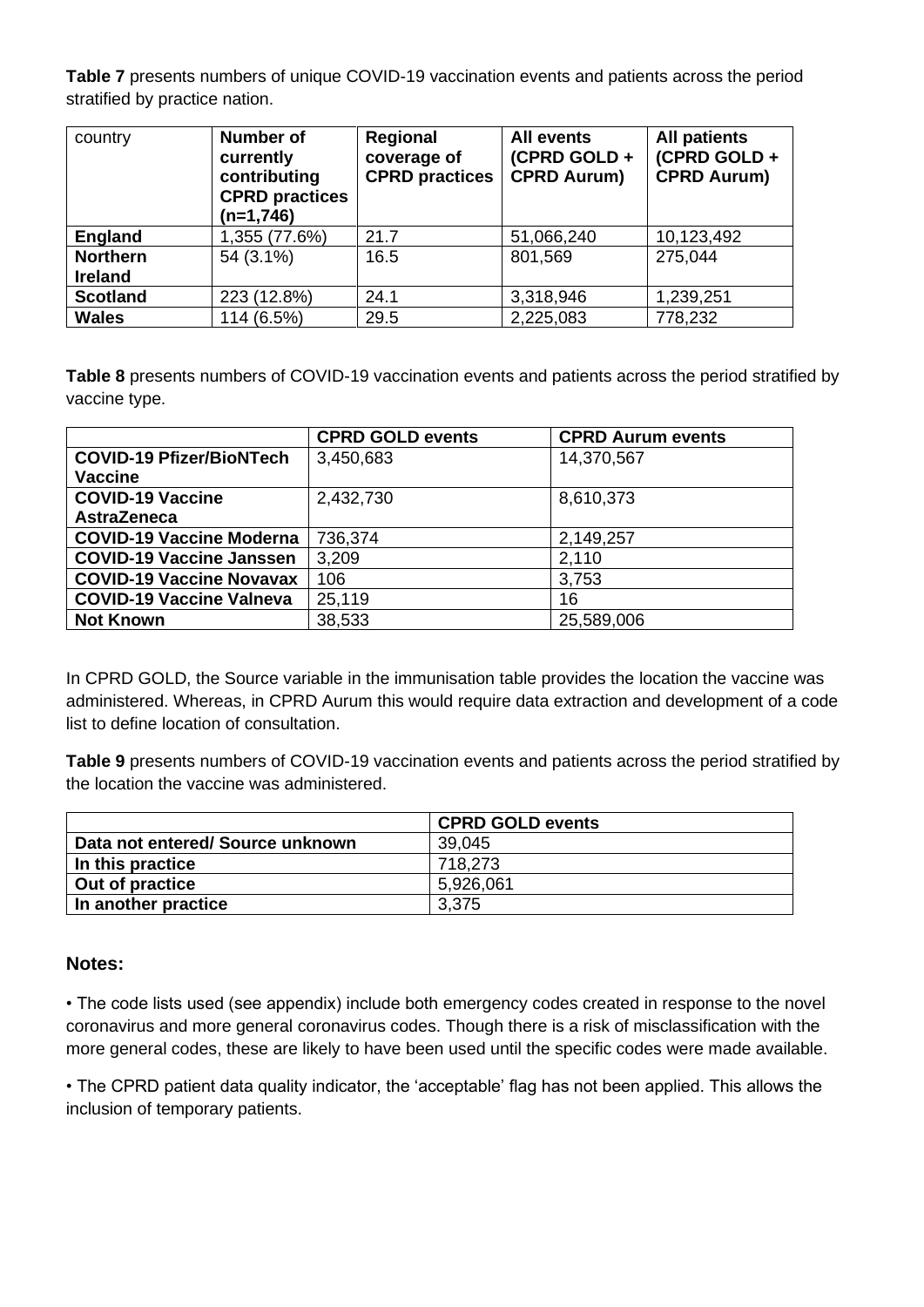**Table 7** presents numbers of unique COVID-19 vaccination events and patients across the period stratified by practice nation.

| country | Number of currently contributing CPRD practices (n=1,746) | Regional coverage of CPRD practices | All events (CPRD GOLD + CPRD Aurum) | All patients (CPRD GOLD + CPRD Aurum) |
|---|---|---|---|---|
| **England** | 1,355 (77.6%) | 21.7 | 51,066,240 | 10,123,492 |
| **Northern Ireland** | 54 (3.1%) | 16.5 | 801,569 | 275,044 |
| **Scotland** | 223 (12.8%) | 24.1 | 3,318,946 | 1,239,251 |
| **Wales** | 114 (6.5%) | 29.5 | 2,225,083 | 778,232 |

**Table 8** presents numbers of COVID-19 vaccination events and patients across the period stratified by vaccine type.

| | CPRD GOLD events | CPRD Aurum events |
|---|---|---|
| **COVID-19 Pfizer/BioNTech Vaccine** | 3,450,683 | 14,370,567 |
| **COVID-19 Vaccine AstraZeneca** | 2,432,730 | 8,610,373 |
| **COVID-19 Vaccine Moderna** | 736,374 | 2,149,257 |
| **COVID-19 Vaccine Janssen** | 3,209 | 2,110 |
| **COVID-19 Vaccine Novavax** | 106 | 3,753 |
| **COVID-19 Vaccine Valneva** | 25,119 | 16 |
| **Not Known** | 38,533 | 25,589,006 |

In CPRD GOLD, the Source variable in the immunisation table provides the location the vaccine was administered. Whereas, in CPRD Aurum this would require data extraction and development of a code list to define location of consultation.

**Table 9** presents numbers of COVID-19 vaccination events and patients across the period stratified by the location the vaccine was administered.

| | CPRD GOLD events |
|---|---|
| **Data not entered/ Source unknown** | 39,045 |
| **In this practice** | 718,273 |
| **Out of practice** | 5,926,061 |
| **In another practice** | 3,375 |

## Notes:

• The code lists used (see appendix) include both emergency codes created in response to the novel coronavirus and more general coronavirus codes. Though there is a risk of misclassification with the more general codes, these are likely to have been used until the specific codes were made available.

• The CPRD patient data quality indicator, the 'acceptable' flag has not been applied. This allows the inclusion of temporary patients.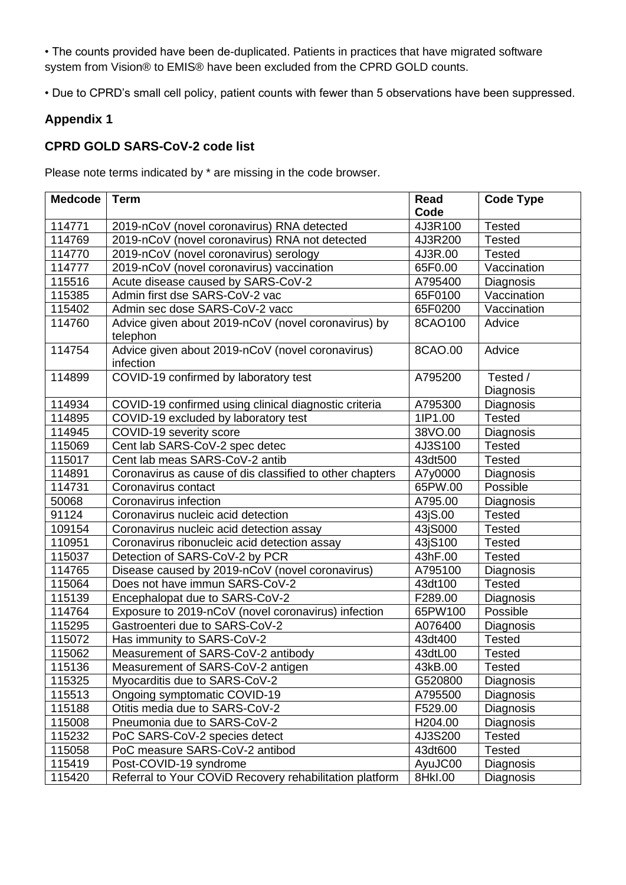• The counts provided have been de-duplicated. Patients in practices that have migrated software system from Vision® to EMIS® have been excluded from the CPRD GOLD counts.

• Due to CPRD's small cell policy, patient counts with fewer than 5 observations have been suppressed.

## Appendix 1

### CPRD GOLD SARS-CoV-2 code list

Please note terms indicated by * are missing in the code browser.

| Medcode | Term | Read Code | Code Type |
|---|---|---|---|
| 114771 | 2019-nCoV (novel coronavirus) RNA detected | 4J3R100 | Tested |
| 114769 | 2019-nCoV (novel coronavirus) RNA not detected | 4J3R200 | Tested |
| 114770 | 2019-nCoV (novel coronavirus) serology | 4J3R.00 | Tested |
| 114777 | 2019-nCoV (novel coronavirus) vaccination | 65F0.00 | Vaccination |
| 115516 | Acute disease caused by SARS-CoV-2 | A795400 | Diagnosis |
| 115385 | Admin first dse SARS-CoV-2 vac | 65F0100 | Vaccination |
| 115402 | Admin sec dose SARS-CoV-2 vacc | 65F0200 | Vaccination |
| 114760 | Advice given about 2019-nCoV (novel coronavirus) by telephon | 8CAO100 | Advice |
| 114754 | Advice given about 2019-nCoV (novel coronavirus) infection | 8CAO.00 | Advice |
| 114899 | COVID-19 confirmed by laboratory test | A795200 | Tested / Diagnosis |
| 114934 | COVID-19 confirmed using clinical diagnostic criteria | A795300 | Diagnosis |
| 114895 | COVID-19 excluded by laboratory test | 1IP1.00 | Tested |
| 114945 | COVID-19 severity score | 38VO.00 | Diagnosis |
| 115069 | Cent lab SARS-CoV-2 spec detec | 4J3S100 | Tested |
| 115017 | Cent lab meas SARS-CoV-2 antib | 43dt500 | Tested |
| 114891 | Coronavirus as cause of dis classified to other chapters | A7y0000 | Diagnosis |
| 114731 | Coronavirus contact | 65PW.00 | Possible |
| 50068 | Coronavirus infection | A795.00 | Diagnosis |
| 91124 | Coronavirus nucleic acid detection | 43jS.00 | Tested |
| 109154 | Coronavirus nucleic acid detection assay | 43jS000 | Tested |
| 110951 | Coronavirus ribonucleic acid detection assay | 43jS100 | Tested |
| 115037 | Detection of SARS-CoV-2 by PCR | 43hF.00 | Tested |
| 114765 | Disease caused by 2019-nCoV (novel coronavirus) | A795100 | Diagnosis |
| 115064 | Does not have immun SARS-CoV-2 | 43dt100 | Tested |
| 115139 | Encephalopat due to SARS-CoV-2 | F289.00 | Diagnosis |
| 114764 | Exposure to 2019-nCoV (novel coronavirus) infection | 65PW100 | Possible |
| 115295 | Gastroenteri due to SARS-CoV-2 | A076400 | Diagnosis |
| 115072 | Has immunity to SARS-CoV-2 | 43dt400 | Tested |
| 115062 | Measurement of SARS-CoV-2 antibody | 43dtL00 | Tested |
| 115136 | Measurement of SARS-CoV-2 antigen | 43kB.00 | Tested |
| 115325 | Myocarditis due to SARS-CoV-2 | G520800 | Diagnosis |
| 115513 | Ongoing symptomatic COVID-19 | A795500 | Diagnosis |
| 115188 | Otitis media due to SARS-CoV-2 | F529.00 | Diagnosis |
| 115008 | Pneumonia due to SARS-CoV-2 | H204.00 | Diagnosis |
| 115232 | PoC SARS-CoV-2 species detect | 4J3S200 | Tested |
| 115058 | PoC measure SARS-CoV-2 antibod | 43dt600 | Tested |
| 115419 | Post-COVID-19 syndrome | AyuJC00 | Diagnosis |
| 115420 | Referral to Your COViD Recovery rehabilitation platform | 8HkI.00 | Diagnosis |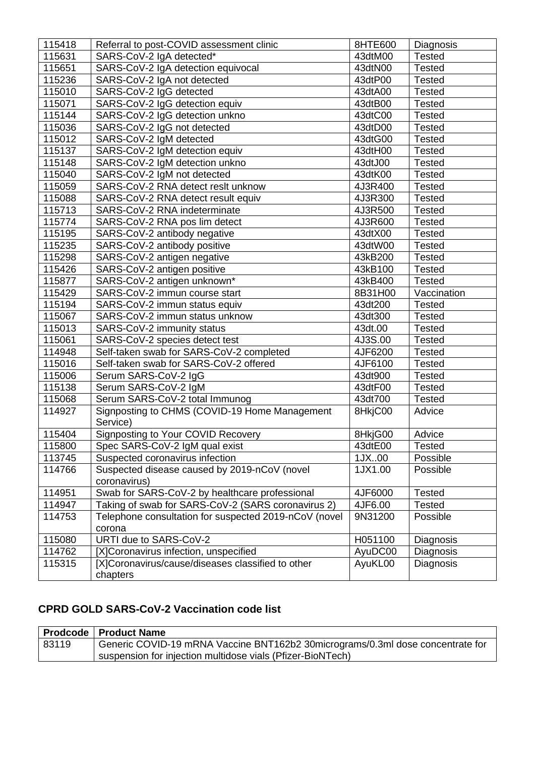| | | | |
|---|---|---|---|
| 115418 | Referral to post-COVID assessment clinic | 8HTE600 | Diagnosis |
| 115631 | SARS-CoV-2 IgA detected* | 43dtM00 | Tested |
| 115651 | SARS-CoV-2 IgA detection equivocal | 43dtN00 | Tested |
| 115236 | SARS-CoV-2 IgA not detected | 43dtP00 | Tested |
| 115010 | SARS-CoV-2 IgG detected | 43dtA00 | Tested |
| 115071 | SARS-CoV-2 IgG detection equiv | 43dtB00 | Tested |
| 115144 | SARS-CoV-2 IgG detection unkno | 43dtC00 | Tested |
| 115036 | SARS-CoV-2 IgG not detected | 43dtD00 | Tested |
| 115012 | SARS-CoV-2 IgM detected | 43dtG00 | Tested |
| 115137 | SARS-CoV-2 IgM detection equiv | 43dtH00 | Tested |
| 115148 | SARS-CoV-2 IgM detection unkno | 43dtJ00 | Tested |
| 115040 | SARS-CoV-2 IgM not detected | 43dtK00 | Tested |
| 115059 | SARS-CoV-2 RNA detect reslt unknow | 4J3R400 | Tested |
| 115088 | SARS-CoV-2 RNA detect result equiv | 4J3R300 | Tested |
| 115713 | SARS-CoV-2 RNA indeterminate | 4J3R500 | Tested |
| 115774 | SARS-CoV-2 RNA pos lim detect | 4J3R600 | Tested |
| 115195 | SARS-CoV-2 antibody negative | 43dtX00 | Tested |
| 115235 | SARS-CoV-2 antibody positive | 43dtW00 | Tested |
| 115298 | SARS-CoV-2 antigen negative | 43kB200 | Tested |
| 115426 | SARS-CoV-2 antigen positive | 43kB100 | Tested |
| 115877 | SARS-CoV-2 antigen unknown* | 43kB400 | Tested |
| 115429 | SARS-CoV-2 immun course start | 8B31H00 | Vaccination |
| 115194 | SARS-CoV-2 immun status equiv | 43dt200 | Tested |
| 115067 | SARS-CoV-2 immun status unknow | 43dt300 | Tested |
| 115013 | SARS-CoV-2 immunity status | 43dt.00 | Tested |
| 115061 | SARS-CoV-2 species detect test | 4J3S.00 | Tested |
| 114948 | Self-taken swab for SARS-CoV-2 completed | 4JF6200 | Tested |
| 115016 | Self-taken swab for SARS-CoV-2 offered | 4JF6100 | Tested |
| 115006 | Serum SARS-CoV-2 IgG | 43dt900 | Tested |
| 115138 | Serum SARS-CoV-2 IgM | 43dtF00 | Tested |
| 115068 | Serum SARS-CoV-2 total Immunog | 43dt700 | Tested |
| 114927 | Signposting to CHMS (COVID-19 Home Management Service) | 8HkjC00 | Advice |
| 115404 | Signposting to Your COVID Recovery | 8HkjG00 | Advice |
| 115800 | Spec SARS-CoV-2 IgM qual exist | 43dtE00 | Tested |
| 113745 | Suspected coronavirus infection | 1JX..00 | Possible |
| 114766 | Suspected disease caused by 2019-nCoV (novel coronavirus) | 1JX1.00 | Possible |
| 114951 | Swab for SARS-CoV-2 by healthcare professional | 4JF6000 | Tested |
| 114947 | Taking of swab for SARS-CoV-2 (SARS coronavirus 2) | 4JF6.00 | Tested |
| 114753 | Telephone consultation for suspected 2019-nCoV (novel corona | 9N31200 | Possible |
| 115080 | URTI due to SARS-CoV-2 | H051100 | Diagnosis |
| 114762 | [X]Coronavirus infection, unspecified | AyuDC00 | Diagnosis |
| 115315 | [X]Coronavirus/cause/diseases classified to other chapters | AyuKL00 | Diagnosis |

### CPRD GOLD SARS-CoV-2 Vaccination code list

| Prodcode | Product Name |
|---|---|
| 83119 | Generic COVID-19 mRNA Vaccine BNT162b2 30micrograms/0.3ml dose concentrate for suspension for injection multidose vials (Pfizer-BioNTech) |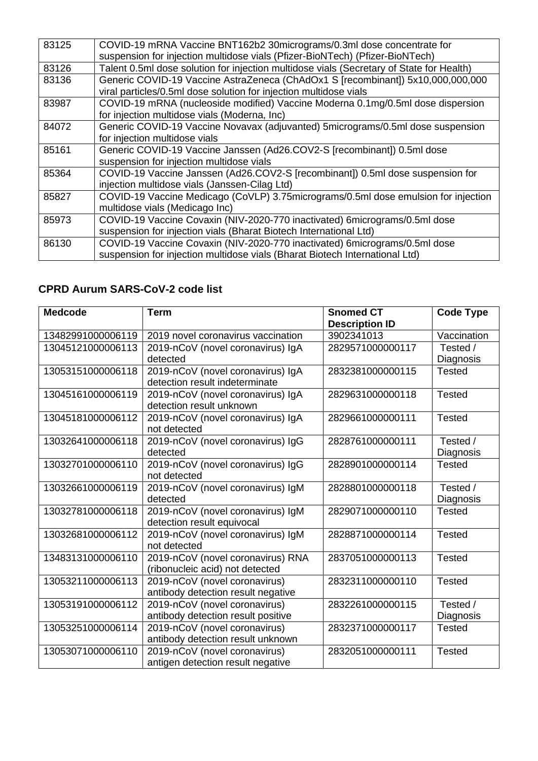| 83125 | COVID-19 mRNA Vaccine BNT162b2 30micrograms/0.3ml dose concentrate for suspension for injection multidose vials (Pfizer-BioNTech) (Pfizer-BioNTech) |
|---|---|
| 83126 | Talent 0.5ml dose solution for injection multidose vials (Secretary of State for Health) |
| 83136 | Generic COVID-19 Vaccine AstraZeneca (ChAdOx1 S [recombinant]) 5x10,000,000,000 viral particles/0.5ml dose solution for injection multidose vials |
| 83987 | COVID-19 mRNA (nucleoside modified) Vaccine Moderna 0.1mg/0.5ml dose dispersion for injection multidose vials (Moderna, Inc) |
| 84072 | Generic COVID-19 Vaccine Novavax (adjuvanted) 5micrograms/0.5ml dose suspension for injection multidose vials |
| 85161 | Generic COVID-19 Vaccine Janssen (Ad26.COV2-S [recombinant]) 0.5ml dose suspension for injection multidose vials |
| 85364 | COVID-19 Vaccine Janssen (Ad26.COV2-S [recombinant]) 0.5ml dose suspension for injection multidose vials (Janssen-Cilag Ltd) |
| 85827 | COVID-19 Vaccine Medicago (CoVLP) 3.75micrograms/0.5ml dose emulsion for injection multidose vials (Medicago Inc) |
| 85973 | COVID-19 Vaccine Covaxin (NIV-2020-770 inactivated) 6micrograms/0.5ml dose suspension for injection vials (Bharat Biotech International Ltd) |
| 86130 | COVID-19 Vaccine Covaxin (NIV-2020-770 inactivated) 6micrograms/0.5ml dose suspension for injection multidose vials (Bharat Biotech International Ltd) |

### CPRD Aurum SARS-CoV-2 code list

| Medcode | Term | Snomed CT Description ID | Code Type |
|---|---|---|---|
| 13482991000006119 | 2019 novel coronavirus vaccination | 3902341013 | Vaccination |
| 13045121000006113 | 2019-nCoV (novel coronavirus) IgA detected | 2829571000000117 | Tested / Diagnosis |
| 13053151000006118 | 2019-nCoV (novel coronavirus) IgA detection result indeterminate | 2832381000000115 | Tested |
| 13045161000006119 | 2019-nCoV (novel coronavirus) IgA detection result unknown | 2829631000000118 | Tested |
| 13045181000006112 | 2019-nCoV (novel coronavirus) IgA not detected | 2829661000000111 | Tested |
| 13032641000006118 | 2019-nCoV (novel coronavirus) IgG detected | 2828761000000111 | Tested / Diagnosis |
| 13032701000006110 | 2019-nCoV (novel coronavirus) IgG not detected | 2828901000000114 | Tested |
| 13032661000006119 | 2019-nCoV (novel coronavirus) IgM detected | 2828801000000118 | Tested / Diagnosis |
| 13032781000006118 | 2019-nCoV (novel coronavirus) IgM detection result equivocal | 2829071000000110 | Tested |
| 13032681000006112 | 2019-nCoV (novel coronavirus) IgM not detected | 2828871000000114 | Tested |
| 13483131000006110 | 2019-nCoV (novel coronavirus) RNA (ribonucleic acid) not detected | 2837051000000113 | Tested |
| 13053211000006113 | 2019-nCoV (novel coronavirus) antibody detection result negative | 2832311000000110 | Tested |
| 13053191000006112 | 2019-nCoV (novel coronavirus) antibody detection result positive | 2832261000000115 | Tested / Diagnosis |
| 13053251000006114 | 2019-nCoV (novel coronavirus) antibody detection result unknown | 2832371000000117 | Tested |
| 13053071000006110 | 2019-nCoV (novel coronavirus) antigen detection result negative | 2832051000000111 | Tested |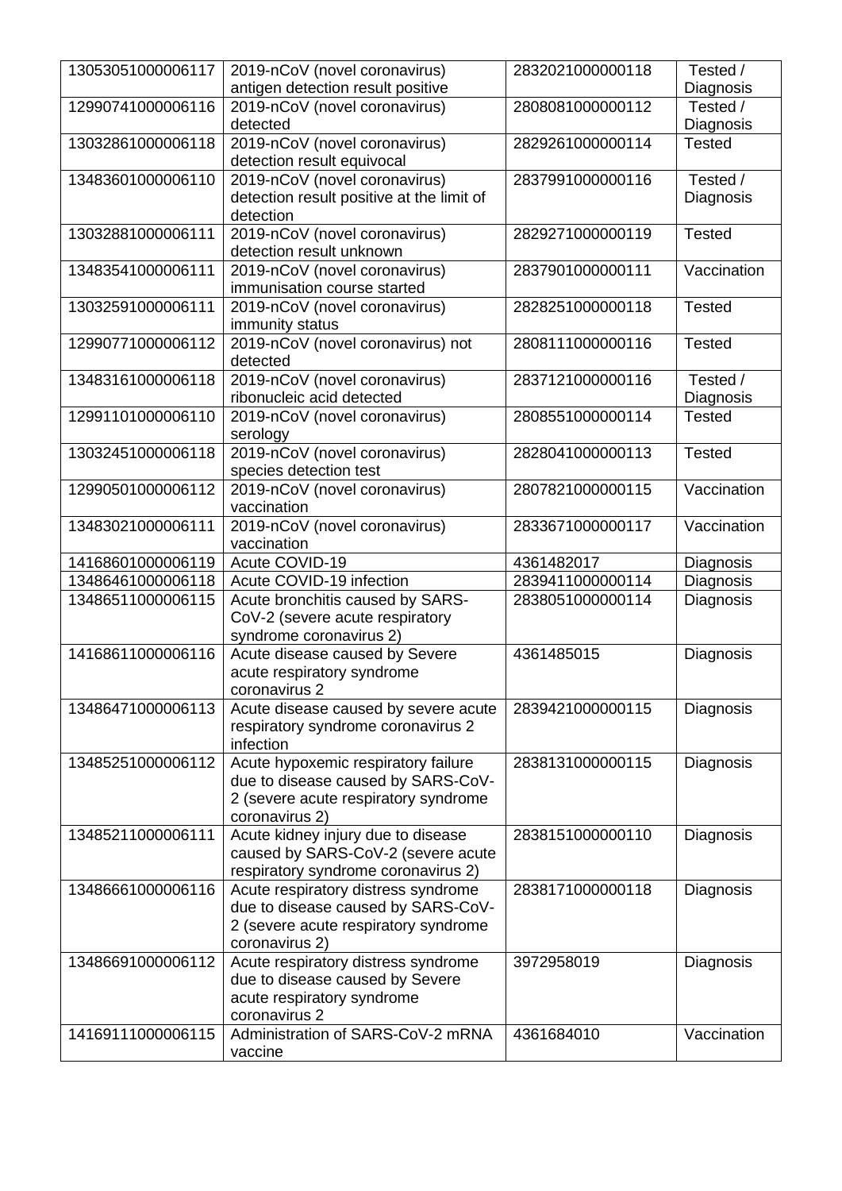| | | | |
|---|---|---|---|
| 13053051000006117 | 2019-nCoV (novel coronavirus) antigen detection result positive | 2832021000000118 | Tested / Diagnosis |
| 12990741000006116 | 2019-nCoV (novel coronavirus) detected | 2808081000000112 | Tested / Diagnosis |
| 13032861000006118 | 2019-nCoV (novel coronavirus) detection result equivocal | 2829261000000114 | Tested |
| 13483601000006110 | 2019-nCoV (novel coronavirus) detection result positive at the limit of detection | 2837991000000116 | Tested / Diagnosis |
| 13032881000006111 | 2019-nCoV (novel coronavirus) detection result unknown | 2829271000000119 | Tested |
| 13483541000006111 | 2019-nCoV (novel coronavirus) immunisation course started | 2837901000000111 | Vaccination |
| 13032591000006111 | 2019-nCoV (novel coronavirus) immunity status | 2828251000000118 | Tested |
| 12990771000006112 | 2019-nCoV (novel coronavirus) not detected | 2808111000000116 | Tested |
| 13483161000006118 | 2019-nCoV (novel coronavirus) ribonucleic acid detected | 2837121000000116 | Tested / Diagnosis |
| 12991101000006110 | 2019-nCoV (novel coronavirus) serology | 2808551000000114 | Tested |
| 13032451000006118 | 2019-nCoV (novel coronavirus) species detection test | 2828041000000113 | Tested |
| 12990501000006112 | 2019-nCoV (novel coronavirus) vaccination | 2807821000000115 | Vaccination |
| 13483021000006111 | 2019-nCoV (novel coronavirus) vaccination | 2833671000000117 | Vaccination |
| 14168601000006119 | Acute COVID-19 | 4361482017 | Diagnosis |
| 13486461000006118 | Acute COVID-19 infection | 2839411000000114 | Diagnosis |
| 13486511000006115 | Acute bronchitis caused by SARS-CoV-2 (severe acute respiratory syndrome coronavirus 2) | 2838051000000114 | Diagnosis |
| 14168611000006116 | Acute disease caused by Severe acute respiratory syndrome coronavirus 2 | 4361485015 | Diagnosis |
| 13486471000006113 | Acute disease caused by severe acute respiratory syndrome coronavirus 2 infection | 2839421000000115 | Diagnosis |
| 13485251000006112 | Acute hypoxemic respiratory failure due to disease caused by SARS-CoV-2 (severe acute respiratory syndrome coronavirus 2) | 2838131000000115 | Diagnosis |
| 13485211000006111 | Acute kidney injury due to disease caused by SARS-CoV-2 (severe acute respiratory syndrome coronavirus 2) | 2838151000000110 | Diagnosis |
| 13486661000006116 | Acute respiratory distress syndrome due to disease caused by SARS-CoV-2 (severe acute respiratory syndrome coronavirus 2) | 2838171000000118 | Diagnosis |
| 13486691000006112 | Acute respiratory distress syndrome due to disease caused by Severe acute respiratory syndrome coronavirus 2 | 3972958019 | Diagnosis |
| 14169111000006115 | Administration of SARS-CoV-2 mRNA vaccine | 4361684010 | Vaccination |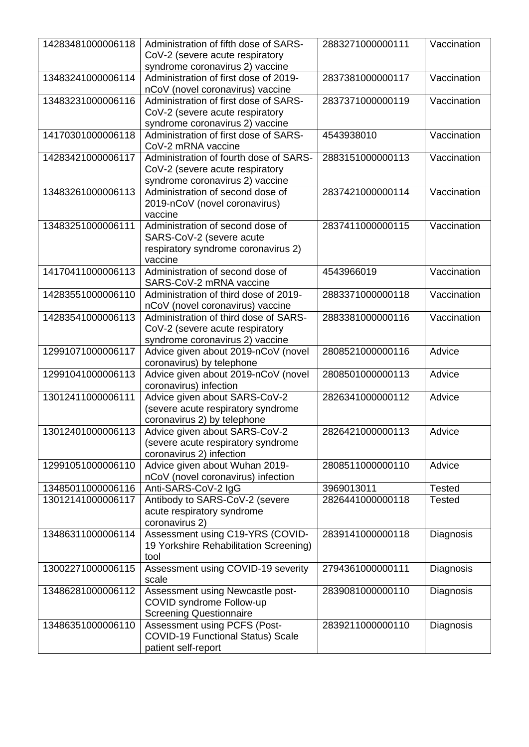| | | | |
|---|---|---|---|
| 14283481000006118 | Administration of fifth dose of SARS-CoV-2 (severe acute respiratory syndrome coronavirus 2) vaccine | 2883271000000111 | Vaccination |
| 13483241000006114 | Administration of first dose of 2019-nCoV (novel coronavirus) vaccine | 2837381000000117 | Vaccination |
| 13483231000006116 | Administration of first dose of SARS-CoV-2 (severe acute respiratory syndrome coronavirus 2) vaccine | 2837371000000119 | Vaccination |
| 14170301000006118 | Administration of first dose of SARS-CoV-2 mRNA vaccine | 4543938010 | Vaccination |
| 14283421000006117 | Administration of fourth dose of SARS-CoV-2 (severe acute respiratory syndrome coronavirus 2) vaccine | 2883151000000113 | Vaccination |
| 13483261000006113 | Administration of second dose of 2019-nCoV (novel coronavirus) vaccine | 2837421000000114 | Vaccination |
| 13483251000006111 | Administration of second dose of SARS-CoV-2 (severe acute respiratory syndrome coronavirus 2) vaccine | 2837411000000115 | Vaccination |
| 14170411000006113 | Administration of second dose of SARS-CoV-2 mRNA vaccine | 4543966019 | Vaccination |
| 14283551000006110 | Administration of third dose of 2019-nCoV (novel coronavirus) vaccine | 2883371000000118 | Vaccination |
| 14283541000006113 | Administration of third dose of SARS-CoV-2 (severe acute respiratory syndrome coronavirus 2) vaccine | 2883381000000116 | Vaccination |
| 12991071000006117 | Advice given about 2019-nCoV (novel coronavirus) by telephone | 2808521000000116 | Advice |
| 12991041000006113 | Advice given about 2019-nCoV (novel coronavirus) infection | 2808501000000113 | Advice |
| 13012411000006111 | Advice given about SARS-CoV-2 (severe acute respiratory syndrome coronavirus 2) by telephone | 2826341000000112 | Advice |
| 13012401000006113 | Advice given about SARS-CoV-2 (severe acute respiratory syndrome coronavirus 2) infection | 2826421000000113 | Advice |
| 12991051000006110 | Advice given about Wuhan 2019-nCoV (novel coronavirus) infection | 2808511000000110 | Advice |
| 13485011000006116 | Anti-SARS-CoV-2 IgG | 3969013011 | Tested |
| 13012141000006117 | Antibody to SARS-CoV-2 (severe acute respiratory syndrome coronavirus 2) | 2826441000000118 | Tested |
| 13486311000006114 | Assessment using C19-YRS (COVID-19 Yorkshire Rehabilitation Screening) tool | 2839141000000118 | Diagnosis |
| 13002271000006115 | Assessment using COVID-19 severity scale | 2794361000000111 | Diagnosis |
| 13486281000006112 | Assessment using Newcastle post-COVID syndrome Follow-up Screening Questionnaire | 2839081000000110 | Diagnosis |
| 13486351000006110 | Assessment using PCFS (Post-COVID-19 Functional Status) Scale patient self-report | 2839211000000110 | Diagnosis |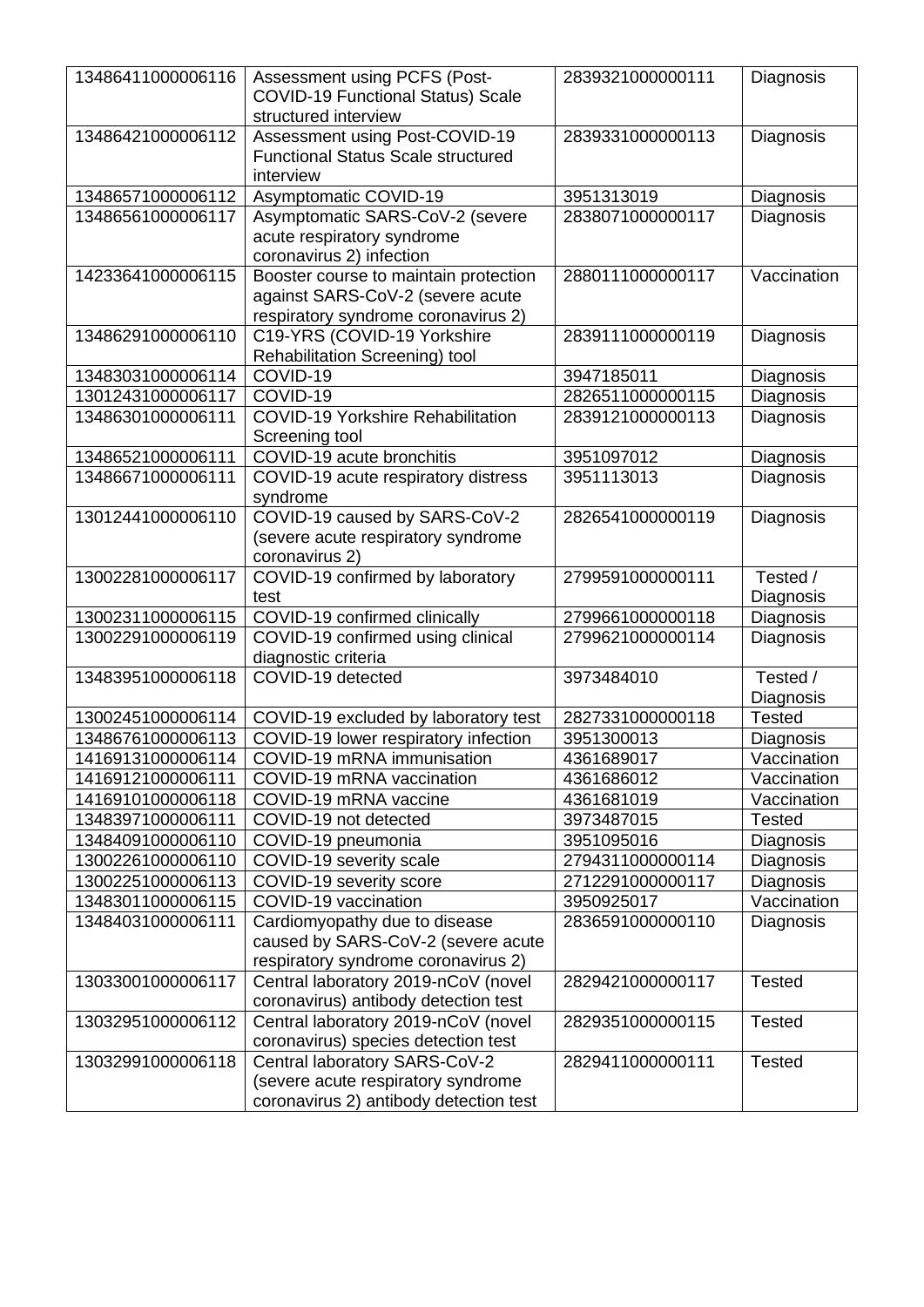| 13486411000006116 | Assessment using PCFS (Post-COVID-19 Functional Status) Scale structured interview | 2839321000000111 | Diagnosis |
|---|---|---|---|
| 13486421000006112 | Assessment using Post-COVID-19 Functional Status Scale structured interview | 2839331000000113 | Diagnosis |
| 13486571000006112 | Asymptomatic COVID-19 | 3951313019 | Diagnosis |
| 13486561000006117 | Asymptomatic SARS-CoV-2 (severe acute respiratory syndrome coronavirus 2) infection | 2838071000000117 | Diagnosis |
| 14233641000006115 | Booster course to maintain protection against SARS-CoV-2 (severe acute respiratory syndrome coronavirus 2) | 2880111000000117 | Vaccination |
| 13486291000006110 | C19-YRS (COVID-19 Yorkshire Rehabilitation Screening) tool | 2839111000000119 | Diagnosis |
| 13483031000006114 | COVID-19 | 3947185011 | Diagnosis |
| 13012431000006117 | COVID-19 | 2826511000000115 | Diagnosis |
| 13486301000006111 | COVID-19 Yorkshire Rehabilitation Screening tool | 2839121000000113 | Diagnosis |
| 13486521000006111 | COVID-19 acute bronchitis | 3951097012 | Diagnosis |
| 13486671000006111 | COVID-19 acute respiratory distress syndrome | 3951113013 | Diagnosis |
| 13012441000006110 | COVID-19 caused by SARS-CoV-2 (severe acute respiratory syndrome coronavirus 2) | 2826541000000119 | Diagnosis |
| 13002281000006117 | COVID-19 confirmed by laboratory test | 2799591000000111 | Tested / Diagnosis |
| 13002311000006115 | COVID-19 confirmed clinically | 2799661000000118 | Diagnosis |
| 13002291000006119 | COVID-19 confirmed using clinical diagnostic criteria | 2799621000000114 | Diagnosis |
| 13483951000006118 | COVID-19 detected | 3973484010 | Tested / Diagnosis |
| 13002451000006114 | COVID-19 excluded by laboratory test | 2827331000000118 | Tested |
| 13486761000006113 | COVID-19 lower respiratory infection | 3951300013 | Diagnosis |
| 14169131000006114 | COVID-19 mRNA immunisation | 4361689017 | Vaccination |
| 14169121000006111 | COVID-19 mRNA vaccination | 4361686012 | Vaccination |
| 14169101000006118 | COVID-19 mRNA vaccine | 4361681019 | Vaccination |
| 13483971000006111 | COVID-19 not detected | 3973487015 | Tested |
| 13484091000006110 | COVID-19 pneumonia | 3951095016 | Diagnosis |
| 13002261000006110 | COVID-19 severity scale | 2794311000000114 | Diagnosis |
| 13002251000006113 | COVID-19 severity score | 2712291000000117 | Diagnosis |
| 13483011000006115 | COVID-19 vaccination | 3950925017 | Vaccination |
| 13484031000006111 | Cardiomyopathy due to disease caused by SARS-CoV-2 (severe acute respiratory syndrome coronavirus 2) | 2836591000000110 | Diagnosis |
| 13033001000006117 | Central laboratory 2019-nCoV (novel coronavirus) antibody detection test | 2829421000000117 | Tested |
| 13032951000006112 | Central laboratory 2019-nCoV (novel coronavirus) species detection test | 2829351000000115 | Tested |
| 13032991000006118 | Central laboratory SARS-CoV-2 (severe acute respiratory syndrome coronavirus 2) antibody detection test | 2829411000000111 | Tested |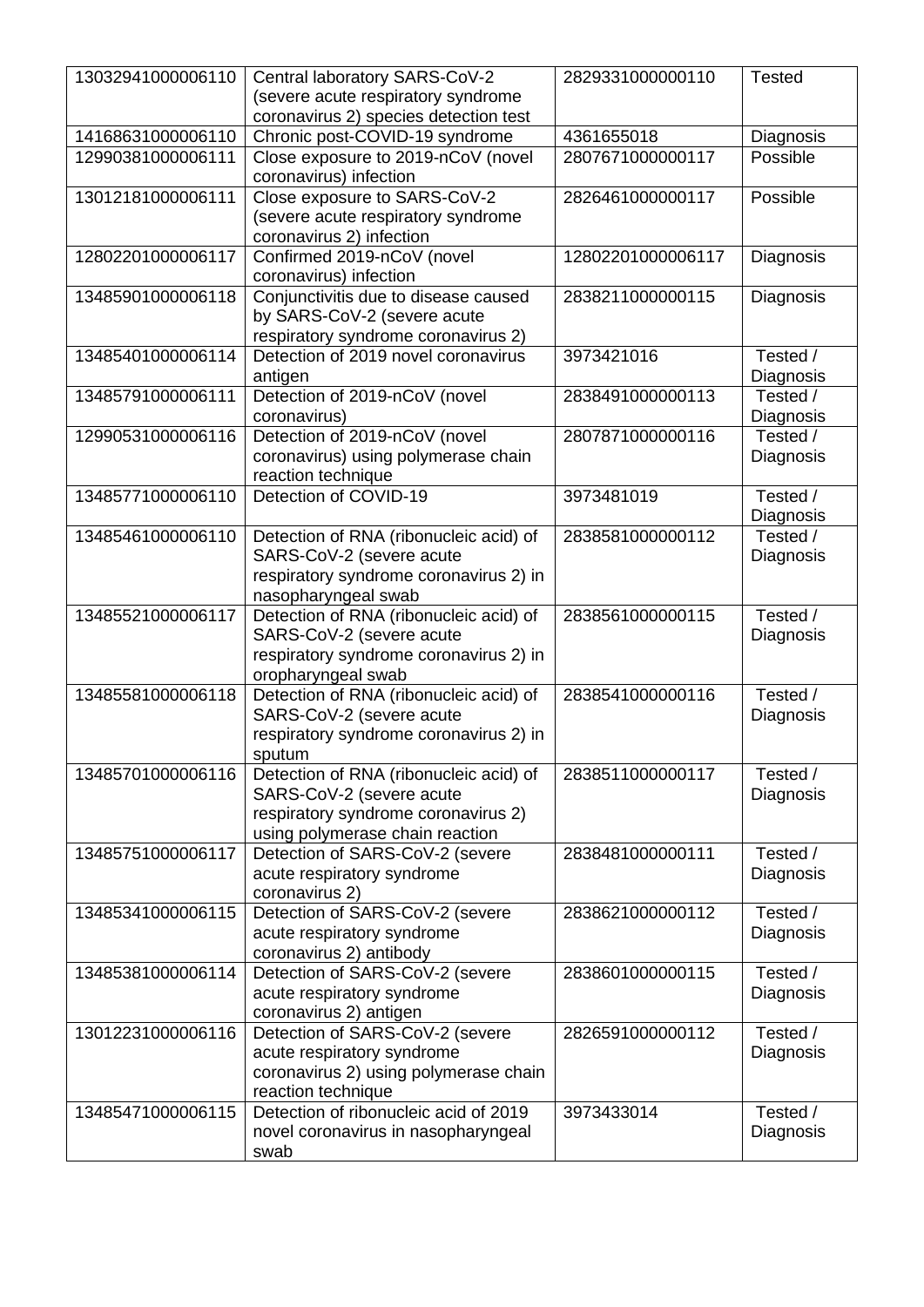| 13032941000006110 | Central laboratory SARS-CoV-2 (severe acute respiratory syndrome coronavirus 2) species detection test | 2829331000000110 | Tested |
|---|---|---|---|
| 14168631000006110 | Chronic post-COVID-19 syndrome | 4361655018 | Diagnosis |
| 12990381000006111 | Close exposure to 2019-nCoV (novel coronavirus) infection | 2807671000000117 | Possible |
| 13012181000006111 | Close exposure to SARS-CoV-2 (severe acute respiratory syndrome coronavirus 2) infection | 2826461000000117 | Possible |
| 12802201000006117 | Confirmed 2019-nCoV (novel coronavirus) infection | 12802201000006117 | Diagnosis |
| 13485901000006118 | Conjunctivitis due to disease caused by SARS-CoV-2 (severe acute respiratory syndrome coronavirus 2) | 2838211000000115 | Diagnosis |
| 13485401000006114 | Detection of 2019 novel coronavirus antigen | 3973421016 | Tested / Diagnosis |
| 13485791000006111 | Detection of 2019-nCoV (novel coronavirus) | 2838491000000113 | Tested / Diagnosis |
| 12990531000006116 | Detection of 2019-nCoV (novel coronavirus) using polymerase chain reaction technique | 2807871000000116 | Tested / Diagnosis |
| 13485771000006110 | Detection of COVID-19 | 3973481019 | Tested / Diagnosis |
| 13485461000006110 | Detection of RNA (ribonucleic acid) of SARS-CoV-2 (severe acute respiratory syndrome coronavirus 2) in nasopharyngeal swab | 2838581000000112 | Tested / Diagnosis |
| 13485521000006117 | Detection of RNA (ribonucleic acid) of SARS-CoV-2 (severe acute respiratory syndrome coronavirus 2) in oropharyngeal swab | 2838561000000115 | Tested / Diagnosis |
| 13485581000006118 | Detection of RNA (ribonucleic acid) of SARS-CoV-2 (severe acute respiratory syndrome coronavirus 2) in sputum | 2838541000000116 | Tested / Diagnosis |
| 13485701000006116 | Detection of RNA (ribonucleic acid) of SARS-CoV-2 (severe acute respiratory syndrome coronavirus 2) using polymerase chain reaction | 2838511000000117 | Tested / Diagnosis |
| 13485751000006117 | Detection of SARS-CoV-2 (severe acute respiratory syndrome coronavirus 2) | 2838481000000111 | Tested / Diagnosis |
| 13485341000006115 | Detection of SARS-CoV-2 (severe acute respiratory syndrome coronavirus 2) antibody | 2838621000000112 | Tested / Diagnosis |
| 13485381000006114 | Detection of SARS-CoV-2 (severe acute respiratory syndrome coronavirus 2) antigen | 2838601000000115 | Tested / Diagnosis |
| 13012231000006116 | Detection of SARS-CoV-2 (severe acute respiratory syndrome coronavirus 2) using polymerase chain reaction technique | 2826591000000112 | Tested / Diagnosis |
| 13485471000006115 | Detection of ribonucleic acid of 2019 novel coronavirus in nasopharyngeal swab | 3973433014 | Tested / Diagnosis |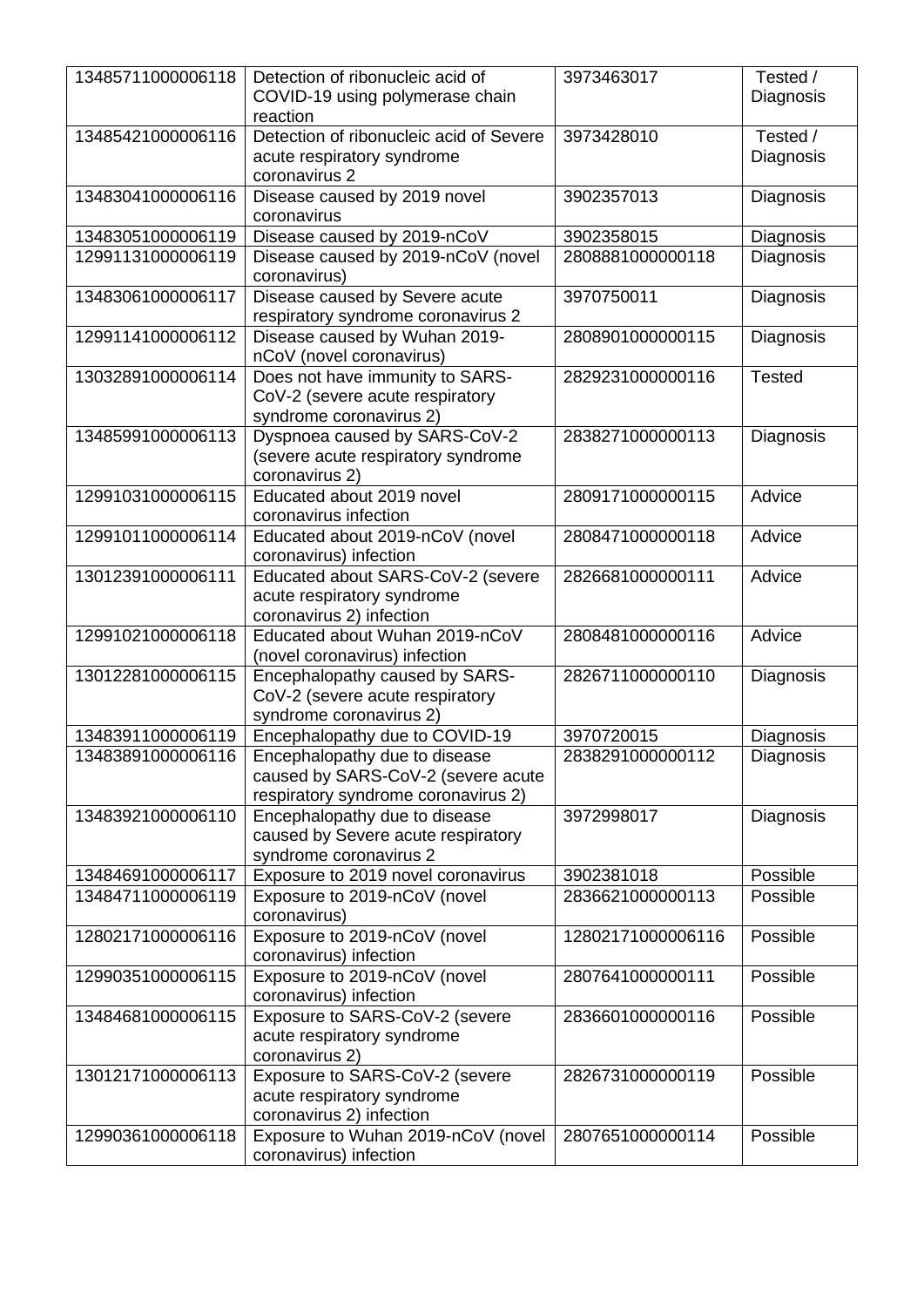| 13485711000006118 | Detection of ribonucleic acid of COVID-19 using polymerase chain reaction | 3973463017 | Tested / Diagnosis |
|---|---|---|---|
| 13485421000006116 | Detection of ribonucleic acid of Severe acute respiratory syndrome coronavirus 2 | 3973428010 | Tested / Diagnosis |
| 13483041000006116 | Disease caused by 2019 novel coronavirus | 3902357013 | Diagnosis |
| 13483051000006119 | Disease caused by 2019-nCoV | 3902358015 | Diagnosis |
| 12991131000006119 | Disease caused by 2019-nCoV (novel coronavirus) | 2808881000000118 | Diagnosis |
| 13483061000006117 | Disease caused by Severe acute respiratory syndrome coronavirus 2 | 3970750011 | Diagnosis |
| 12991141000006112 | Disease caused by Wuhan 2019-nCoV (novel coronavirus) | 2808901000000115 | Diagnosis |
| 13032891000006114 | Does not have immunity to SARS-CoV-2 (severe acute respiratory syndrome coronavirus 2) | 2829231000000116 | Tested |
| 13485991000006113 | Dyspnoea caused by SARS-CoV-2 (severe acute respiratory syndrome coronavirus 2) | 2838271000000113 | Diagnosis |
| 12991031000006115 | Educated about 2019 novel coronavirus infection | 2809171000000115 | Advice |
| 12991011000006114 | Educated about 2019-nCoV (novel coronavirus) infection | 2808471000000118 | Advice |
| 13012391000006111 | Educated about SARS-CoV-2 (severe acute respiratory syndrome coronavirus 2) infection | 2826681000000111 | Advice |
| 12991021000006118 | Educated about Wuhan 2019-nCoV (novel coronavirus) infection | 2808481000000116 | Advice |
| 13012281000006115 | Encephalopathy caused by SARS-CoV-2 (severe acute respiratory syndrome coronavirus 2) | 2826711000000110 | Diagnosis |
| 13483911000006119 | Encephalopathy due to COVID-19 | 3970720015 | Diagnosis |
| 13483891000006116 | Encephalopathy due to disease caused by SARS-CoV-2 (severe acute respiratory syndrome coronavirus 2) | 2838291000000112 | Diagnosis |
| 13483921000006110 | Encephalopathy due to disease caused by Severe acute respiratory syndrome coronavirus 2 | 3972998017 | Diagnosis |
| 13484691000006117 | Exposure to 2019 novel coronavirus | 3902381018 | Possible |
| 13484711000006119 | Exposure to 2019-nCoV (novel coronavirus) | 2836621000000113 | Possible |
| 12802171000006116 | Exposure to 2019-nCoV (novel coronavirus) infection | 12802171000006116 | Possible |
| 12990351000006115 | Exposure to 2019-nCoV (novel coronavirus) infection | 2807641000000111 | Possible |
| 13484681000006115 | Exposure to SARS-CoV-2 (severe acute respiratory syndrome coronavirus 2) | 2836601000000116 | Possible |
| 13012171000006113 | Exposure to SARS-CoV-2 (severe acute respiratory syndrome coronavirus 2) infection | 2826731000000119 | Possible |
| 12990361000006118 | Exposure to Wuhan 2019-nCoV (novel coronavirus) infection | 2807651000000114 | Possible |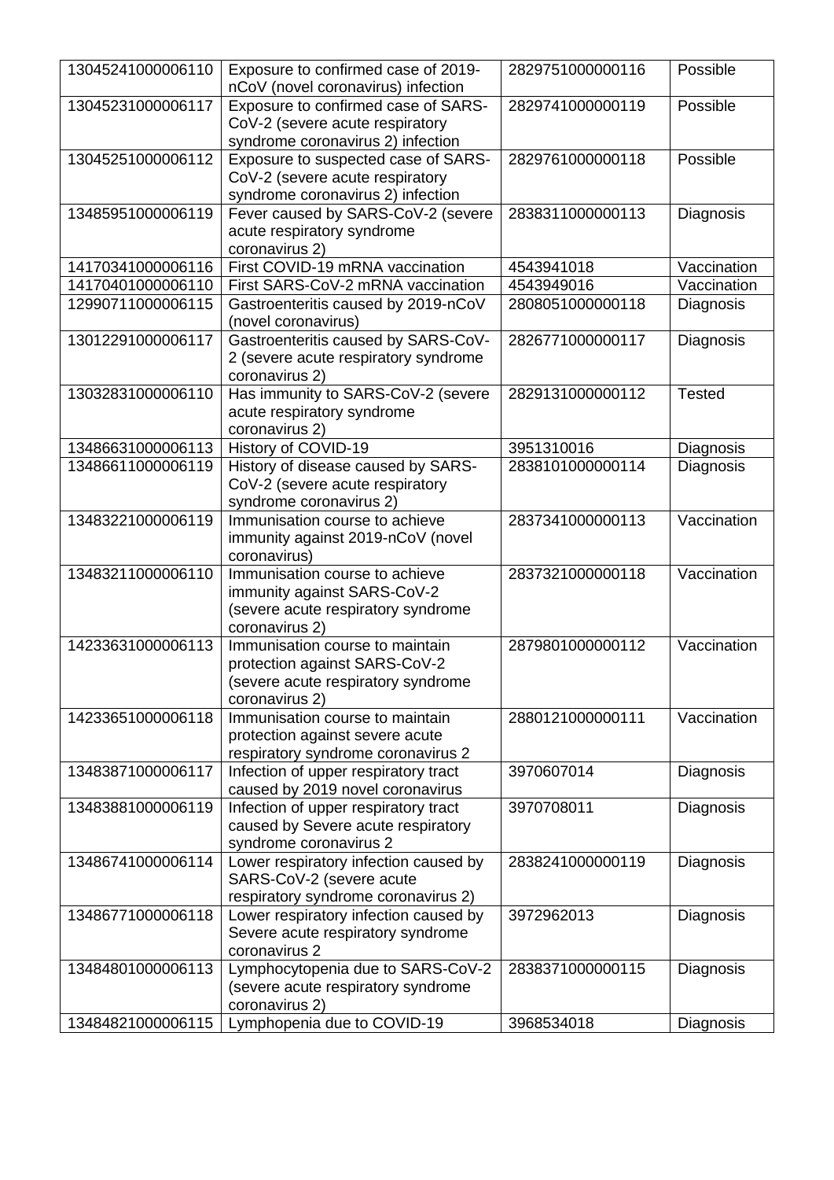| 13045241000006110 | Exposure to confirmed case of 2019-nCoV (novel coronavirus) infection | 2829751000000116 | Possible |
|---|---|---|---|
| 13045231000006117 | Exposure to confirmed case of SARS-CoV-2 (severe acute respiratory syndrome coronavirus 2) infection | 2829741000000119 | Possible |
| 13045251000006112 | Exposure to suspected case of SARS-CoV-2 (severe acute respiratory syndrome coronavirus 2) infection | 2829761000000118 | Possible |
| 13485951000006119 | Fever caused by SARS-CoV-2 (severe acute respiratory syndrome coronavirus 2) | 2838311000000113 | Diagnosis |
| 14170341000006116 | First COVID-19 mRNA vaccination | 4543941018 | Vaccination |
| 14170401000006110 | First SARS-CoV-2 mRNA vaccination | 4543949016 | Vaccination |
| 12990711000006115 | Gastroenteritis caused by 2019-nCoV (novel coronavirus) | 2808051000000118 | Diagnosis |
| 13012291000006117 | Gastroenteritis caused by SARS-CoV-2 (severe acute respiratory syndrome coronavirus 2) | 2826771000000117 | Diagnosis |
| 13032831000006110 | Has immunity to SARS-CoV-2 (severe acute respiratory syndrome coronavirus 2) | 2829131000000112 | Tested |
| 13486631000006113 | History of COVID-19 | 3951310016 | Diagnosis |
| 13486611000006119 | History of disease caused by SARS-CoV-2 (severe acute respiratory syndrome coronavirus 2) | 2838101000000114 | Diagnosis |
| 13483221000006119 | Immunisation course to achieve immunity against 2019-nCoV (novel coronavirus) | 2837341000000113 | Vaccination |
| 13483211000006110 | Immunisation course to achieve immunity against SARS-CoV-2 (severe acute respiratory syndrome coronavirus 2) | 2837321000000118 | Vaccination |
| 14233631000006113 | Immunisation course to maintain protection against SARS-CoV-2 (severe acute respiratory syndrome coronavirus 2) | 2879801000000112 | Vaccination |
| 14233651000006118 | Immunisation course to maintain protection against severe acute respiratory syndrome coronavirus 2 | 2880121000000111 | Vaccination |
| 13483871000006117 | Infection of upper respiratory tract caused by 2019 novel coronavirus | 3970607014 | Diagnosis |
| 13483881000006119 | Infection of upper respiratory tract caused by Severe acute respiratory syndrome coronavirus 2 | 3970708011 | Diagnosis |
| 13486741000006114 | Lower respiratory infection caused by SARS-CoV-2 (severe acute respiratory syndrome coronavirus 2) | 2838241000000119 | Diagnosis |
| 13486771000006118 | Lower respiratory infection caused by Severe acute respiratory syndrome coronavirus 2 | 3972962013 | Diagnosis |
| 13484801000006113 | Lymphocytopenia due to SARS-CoV-2 (severe acute respiratory syndrome coronavirus 2) | 2838371000000115 | Diagnosis |
| 13484821000006115 | Lymphopenia due to COVID-19 | 3968534018 | Diagnosis |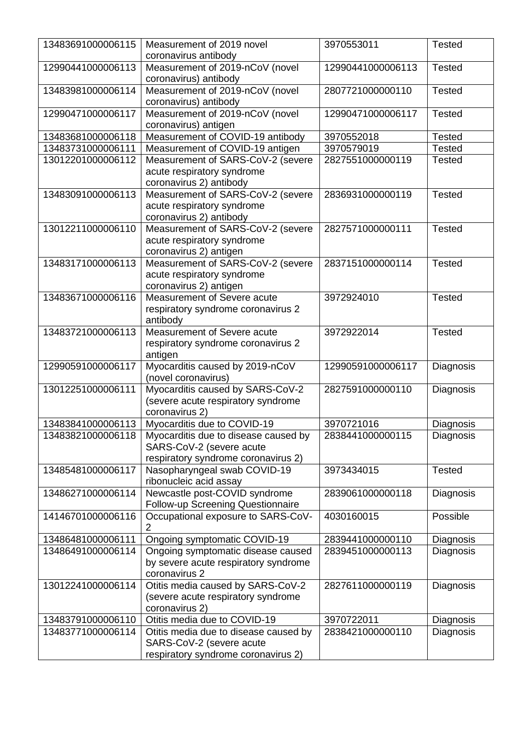| | | | |
|---|---|---|---|
| 13483691000006115 | Measurement of 2019 novel coronavirus antibody | 3970553011 | Tested |
| 12990441000006113 | Measurement of 2019-nCoV (novel coronavirus) antibody | 12990441000006113 | Tested |
| 13483981000006114 | Measurement of 2019-nCoV (novel coronavirus) antibody | 2807721000000110 | Tested |
| 12990471000006117 | Measurement of 2019-nCoV (novel coronavirus) antigen | 12990471000006117 | Tested |
| 13483681000006118 | Measurement of COVID-19 antibody | 3970552018 | Tested |
| 13483731000006111 | Measurement of COVID-19 antigen | 3970579019 | Tested |
| 13012201000006112 | Measurement of SARS-CoV-2 (severe acute respiratory syndrome coronavirus 2) antibody | 2827551000000119 | Tested |
| 13483091000006113 | Measurement of SARS-CoV-2 (severe acute respiratory syndrome coronavirus 2) antibody | 2836931000000119 | Tested |
| 13012211000006110 | Measurement of SARS-CoV-2 (severe acute respiratory syndrome coronavirus 2) antigen | 2827571000000111 | Tested |
| 13483171000006113 | Measurement of SARS-CoV-2 (severe acute respiratory syndrome coronavirus 2) antigen | 2837151000000114 | Tested |
| 13483671000006116 | Measurement of Severe acute respiratory syndrome coronavirus 2 antibody | 3972924010 | Tested |
| 13483721000006113 | Measurement of Severe acute respiratory syndrome coronavirus 2 antigen | 3972922014 | Tested |
| 12990591000006117 | Myocarditis caused by 2019-nCoV (novel coronavirus) | 12990591000006117 | Diagnosis |
| 13012251000006111 | Myocarditis caused by SARS-CoV-2 (severe acute respiratory syndrome coronavirus 2) | 2827591000000110 | Diagnosis |
| 13483841000006113 | Myocarditis due to COVID-19 | 3970721016 | Diagnosis |
| 13483821000006118 | Myocarditis due to disease caused by SARS-CoV-2 (severe acute respiratory syndrome coronavirus 2) | 2838441000000115 | Diagnosis |
| 13485481000006117 | Nasopharyngeal swab COVID-19 ribonucleic acid assay | 3973434015 | Tested |
| 13486271000006114 | Newcastle post-COVID syndrome Follow-up Screening Questionnaire | 2839061000000118 | Diagnosis |
| 14146701000006116 | Occupational exposure to SARS-CoV-2 | 4030160015 | Possible |
| 13486481000006111 | Ongoing symptomatic COVID-19 | 2839441000000110 | Diagnosis |
| 13486491000006114 | Ongoing symptomatic disease caused by severe acute respiratory syndrome coronavirus 2 | 2839451000000113 | Diagnosis |
| 13012241000006114 | Otitis media caused by SARS-CoV-2 (severe acute respiratory syndrome coronavirus 2) | 2827611000000119 | Diagnosis |
| 13483791000006110 | Otitis media due to COVID-19 | 3970722011 | Diagnosis |
| 13483771000006114 | Otitis media due to disease caused by SARS-CoV-2 (severe acute respiratory syndrome coronavirus 2) | 2838421000000110 | Diagnosis |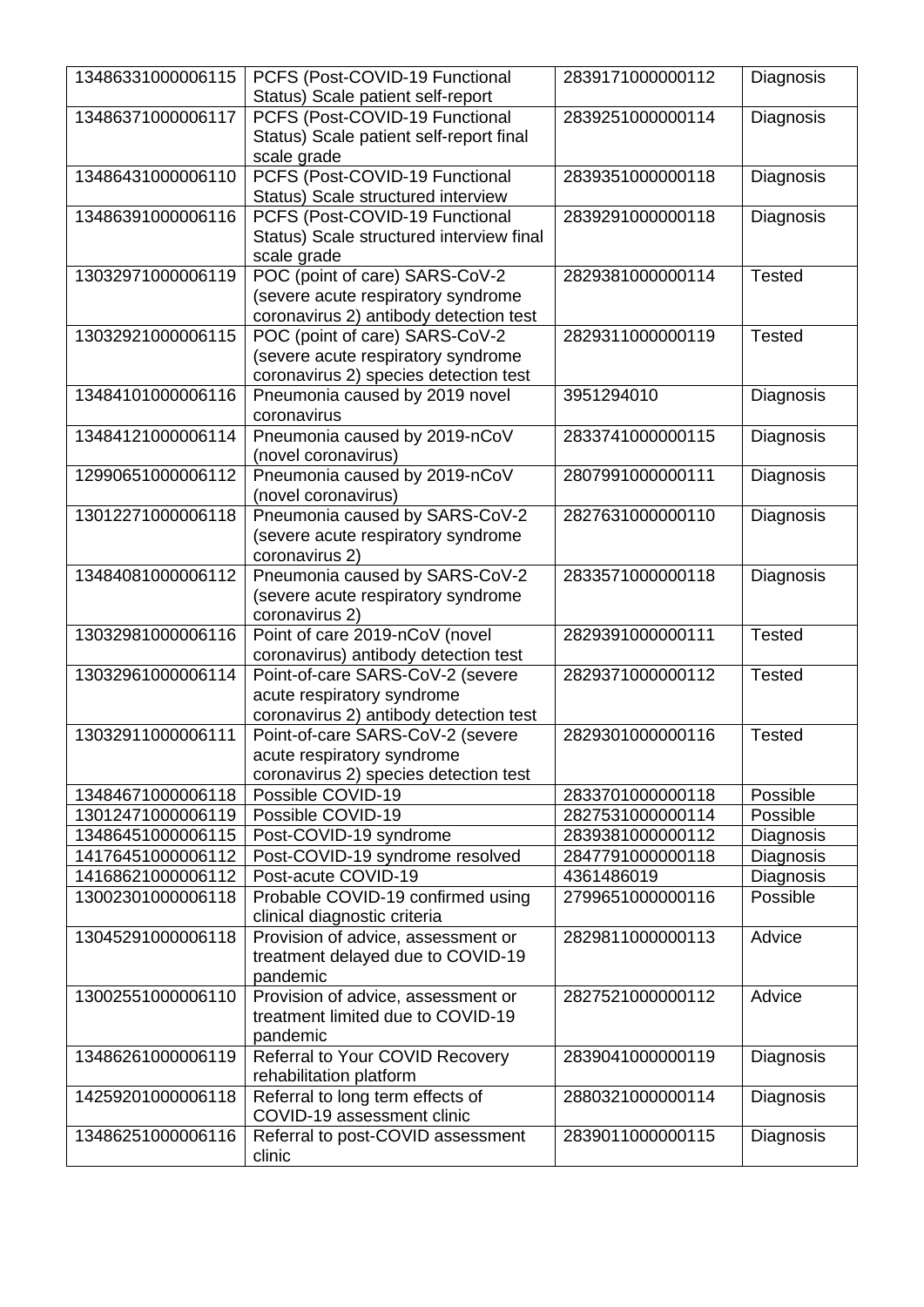| | | | |
|---|---|---|---|
| 13486331000006115 | PCFS (Post-COVID-19 Functional Status) Scale patient self-report | 2839171000000112 | Diagnosis |
| 13486371000006117 | PCFS (Post-COVID-19 Functional Status) Scale patient self-report final scale grade | 2839251000000114 | Diagnosis |
| 13486431000006110 | PCFS (Post-COVID-19 Functional Status) Scale structured interview | 2839351000000118 | Diagnosis |
| 13486391000006116 | PCFS (Post-COVID-19 Functional Status) Scale structured interview final scale grade | 2839291000000118 | Diagnosis |
| 13032971000006119 | POC (point of care) SARS-CoV-2 (severe acute respiratory syndrome coronavirus 2) antibody detection test | 2829381000000114 | Tested |
| 13032921000006115 | POC (point of care) SARS-CoV-2 (severe acute respiratory syndrome coronavirus 2) species detection test | 2829311000000119 | Tested |
| 13484101000006116 | Pneumonia caused by 2019 novel coronavirus | 3951294010 | Diagnosis |
| 13484121000006114 | Pneumonia caused by 2019-nCoV (novel coronavirus) | 2833741000000115 | Diagnosis |
| 12990651000006112 | Pneumonia caused by 2019-nCoV (novel coronavirus) | 2807991000000111 | Diagnosis |
| 13012271000006118 | Pneumonia caused by SARS-CoV-2 (severe acute respiratory syndrome coronavirus 2) | 2827631000000110 | Diagnosis |
| 13484081000006112 | Pneumonia caused by SARS-CoV-2 (severe acute respiratory syndrome coronavirus 2) | 2833571000000118 | Diagnosis |
| 13032981000006116 | Point of care 2019-nCoV (novel coronavirus) antibody detection test | 2829391000000111 | Tested |
| 13032961000006114 | Point-of-care SARS-CoV-2 (severe acute respiratory syndrome coronavirus 2) antibody detection test | 2829371000000112 | Tested |
| 13032911000006111 | Point-of-care SARS-CoV-2 (severe acute respiratory syndrome coronavirus 2) species detection test | 2829301000000116 | Tested |
| 13484671000006118 | Possible COVID-19 | 2833701000000118 | Possible |
| 13012471000006119 | Possible COVID-19 | 2827531000000114 | Possible |
| 13486451000006115 | Post-COVID-19 syndrome | 2839381000000112 | Diagnosis |
| 14176451000006112 | Post-COVID-19 syndrome resolved | 2847791000000118 | Diagnosis |
| 14168621000006112 | Post-acute COVID-19 | 4361486019 | Diagnosis |
| 13002301000006118 | Probable COVID-19 confirmed using clinical diagnostic criteria | 2799651000000116 | Possible |
| 13045291000006118 | Provision of advice, assessment or treatment delayed due to COVID-19 pandemic | 2829811000000113 | Advice |
| 13002551000006110 | Provision of advice, assessment or treatment limited due to COVID-19 pandemic | 2827521000000112 | Advice |
| 13486261000006119 | Referral to Your COVID Recovery rehabilitation platform | 2839041000000119 | Diagnosis |
| 14259201000006118 | Referral to long term effects of COVID-19 assessment clinic | 2880321000000114 | Diagnosis |
| 13486251000006116 | Referral to post-COVID assessment clinic | 2839011000000115 | Diagnosis |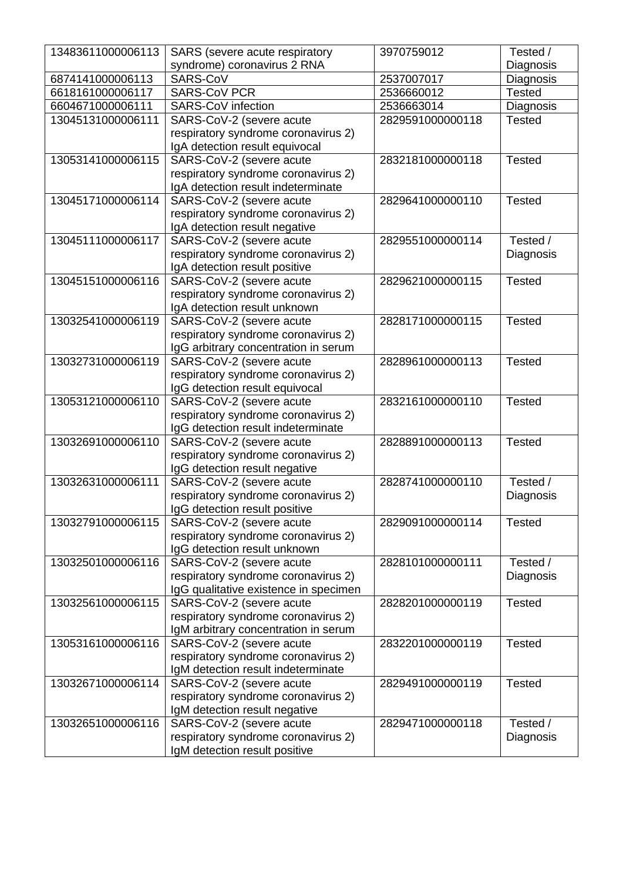| 13483611000006113 | SARS (severe acute respiratory syndrome) coronavirus 2 RNA | 3970759012 | Tested / Diagnosis |
|---|---|---|---|
| 6874141000006113 | SARS-CoV | 2537007017 | Diagnosis |
| 6618161000006117 | SARS-CoV PCR | 2536660012 | Tested |
| 6604671000006111 | SARS-CoV infection | 2536663014 | Diagnosis |
| 13045131000006111 | SARS-CoV-2 (severe acute respiratory syndrome coronavirus 2) IgA detection result equivocal | 2829591000000118 | Tested |
| 13053141000006115 | SARS-CoV-2 (severe acute respiratory syndrome coronavirus 2) IgA detection result indeterminate | 2832181000000118 | Tested |
| 13045171000006114 | SARS-CoV-2 (severe acute respiratory syndrome coronavirus 2) IgA detection result negative | 2829641000000110 | Tested |
| 13045111000006117 | SARS-CoV-2 (severe acute respiratory syndrome coronavirus 2) IgA detection result positive | 2829551000000114 | Tested / Diagnosis |
| 13045151000006116 | SARS-CoV-2 (severe acute respiratory syndrome coronavirus 2) IgA detection result unknown | 2829621000000115 | Tested |
| 13032541000006119 | SARS-CoV-2 (severe acute respiratory syndrome coronavirus 2) IgG arbitrary concentration in serum | 2828171000000115 | Tested |
| 13032731000006119 | SARS-CoV-2 (severe acute respiratory syndrome coronavirus 2) IgG detection result equivocal | 2828961000000113 | Tested |
| 13053121000006110 | SARS-CoV-2 (severe acute respiratory syndrome coronavirus 2) IgG detection result indeterminate | 2832161000000110 | Tested |
| 13032691000006110 | SARS-CoV-2 (severe acute respiratory syndrome coronavirus 2) IgG detection result negative | 2828891000000113 | Tested |
| 13032631000006111 | SARS-CoV-2 (severe acute respiratory syndrome coronavirus 2) IgG detection result positive | 2828741000000110 | Tested / Diagnosis |
| 13032791000006115 | SARS-CoV-2 (severe acute respiratory syndrome coronavirus 2) IgG detection result unknown | 2829091000000114 | Tested |
| 13032501000006116 | SARS-CoV-2 (severe acute respiratory syndrome coronavirus 2) IgG qualitative existence in specimen | 2828101000000111 | Tested / Diagnosis |
| 13032561000006115 | SARS-CoV-2 (severe acute respiratory syndrome coronavirus 2) IgM arbitrary concentration in serum | 2828201000000119 | Tested |
| 13053161000006116 | SARS-CoV-2 (severe acute respiratory syndrome coronavirus 2) IgM detection result indeterminate | 2832201000000119 | Tested |
| 13032671000006114 | SARS-CoV-2 (severe acute respiratory syndrome coronavirus 2) IgM detection result negative | 2829491000000119 | Tested |
| 13032651000006116 | SARS-CoV-2 (severe acute respiratory syndrome coronavirus 2) IgM detection result positive | 2829471000000118 | Tested / Diagnosis |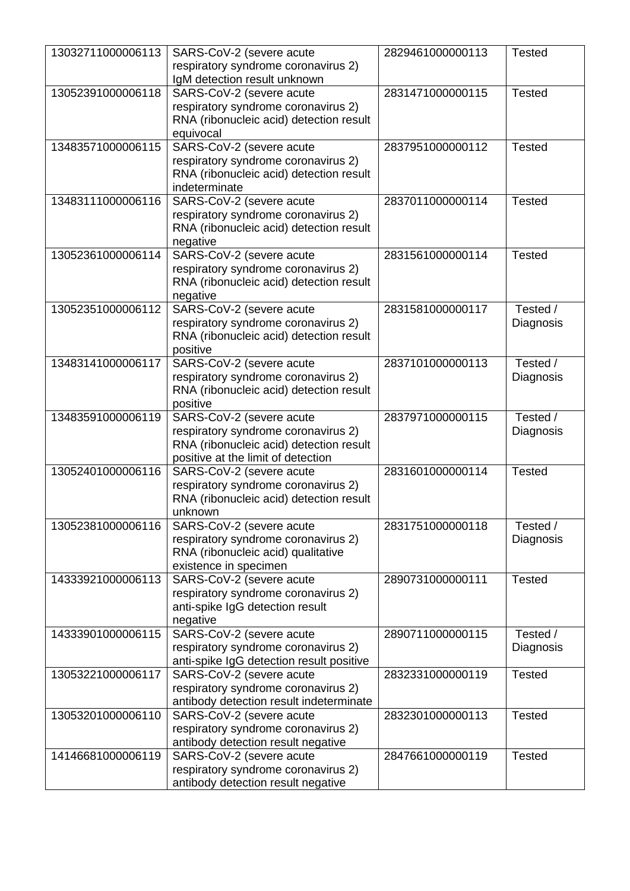| | | | |
|---|---|---|---|
| 13032711000006113 | SARS-CoV-2 (severe acute respiratory syndrome coronavirus 2) IgM detection result unknown | 2829461000000113 | Tested |
| 13052391000006118 | SARS-CoV-2 (severe acute respiratory syndrome coronavirus 2) RNA (ribonucleic acid) detection result equivocal | 2831471000000115 | Tested |
| 13483571000006115 | SARS-CoV-2 (severe acute respiratory syndrome coronavirus 2) RNA (ribonucleic acid) detection result indeterminate | 2837951000000112 | Tested |
| 13483111000006116 | SARS-CoV-2 (severe acute respiratory syndrome coronavirus 2) RNA (ribonucleic acid) detection result negative | 2837011000000114 | Tested |
| 13052361000006114 | SARS-CoV-2 (severe acute respiratory syndrome coronavirus 2) RNA (ribonucleic acid) detection result negative | 2831561000000114 | Tested |
| 13052351000006112 | SARS-CoV-2 (severe acute respiratory syndrome coronavirus 2) RNA (ribonucleic acid) detection result positive | 2831581000000117 | Tested / Diagnosis |
| 13483141000006117 | SARS-CoV-2 (severe acute respiratory syndrome coronavirus 2) RNA (ribonucleic acid) detection result positive | 2837101000000113 | Tested / Diagnosis |
| 13483591000006119 | SARS-CoV-2 (severe acute respiratory syndrome coronavirus 2) RNA (ribonucleic acid) detection result positive at the limit of detection | 2837971000000115 | Tested / Diagnosis |
| 13052401000006116 | SARS-CoV-2 (severe acute respiratory syndrome coronavirus 2) RNA (ribonucleic acid) detection result unknown | 2831601000000114 | Tested |
| 13052381000006116 | SARS-CoV-2 (severe acute respiratory syndrome coronavirus 2) RNA (ribonucleic acid) qualitative existence in specimen | 2831751000000118 | Tested / Diagnosis |
| 14333921000006113 | SARS-CoV-2 (severe acute respiratory syndrome coronavirus 2) anti-spike IgG detection result negative | 2890731000000111 | Tested |
| 14333901000006115 | SARS-CoV-2 (severe acute respiratory syndrome coronavirus 2) anti-spike IgG detection result positive | 2890711000000115 | Tested / Diagnosis |
| 13053221000006117 | SARS-CoV-2 (severe acute respiratory syndrome coronavirus 2) antibody detection result indeterminate | 2832331000000119 | Tested |
| 13053201000006110 | SARS-CoV-2 (severe acute respiratory syndrome coronavirus 2) antibody detection result negative | 2832301000000113 | Tested |
| 14146681000006119 | SARS-CoV-2 (severe acute respiratory syndrome coronavirus 2) antibody detection result negative | 2847661000000119 | Tested |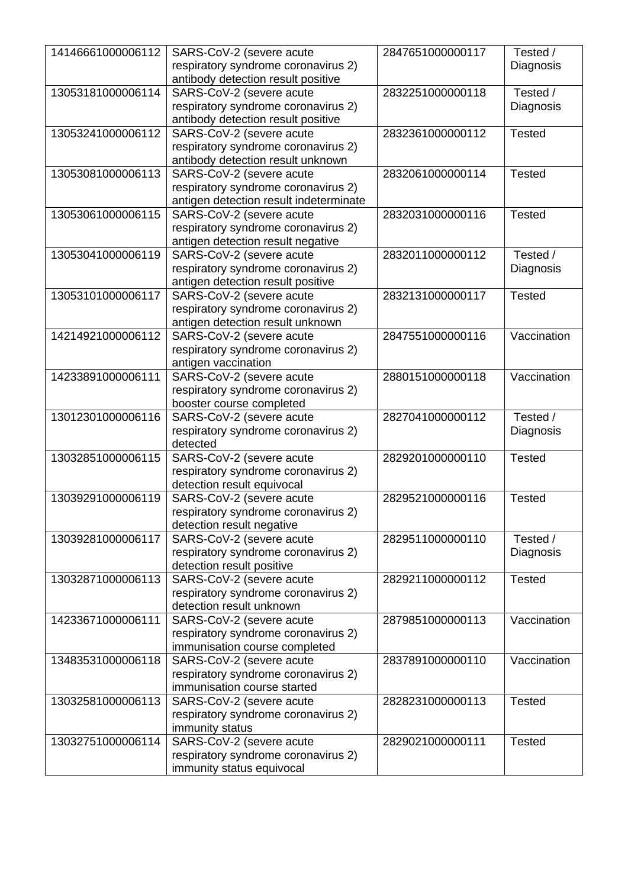| | | | |
|---|---|---|---|
| 14146661000006112 | SARS-CoV-2 (severe acute respiratory syndrome coronavirus 2) antibody detection result positive | 2847651000000117 | Tested / Diagnosis |
| 13053181000006114 | SARS-CoV-2 (severe acute respiratory syndrome coronavirus 2) antibody detection result positive | 2832251000000118 | Tested / Diagnosis |
| 13053241000006112 | SARS-CoV-2 (severe acute respiratory syndrome coronavirus 2) antibody detection result unknown | 2832361000000112 | Tested |
| 13053081000006113 | SARS-CoV-2 (severe acute respiratory syndrome coronavirus 2) antigen detection result indeterminate | 2832061000000114 | Tested |
| 13053061000006115 | SARS-CoV-2 (severe acute respiratory syndrome coronavirus 2) antigen detection result negative | 2832031000000116 | Tested |
| 13053041000006119 | SARS-CoV-2 (severe acute respiratory syndrome coronavirus 2) antigen detection result positive | 2832011000000112 | Tested / Diagnosis |
| 13053101000006117 | SARS-CoV-2 (severe acute respiratory syndrome coronavirus 2) antigen detection result unknown | 2832131000000117 | Tested |
| 14214921000006112 | SARS-CoV-2 (severe acute respiratory syndrome coronavirus 2) antigen vaccination | 2847551000000116 | Vaccination |
| 14233891000006111 | SARS-CoV-2 (severe acute respiratory syndrome coronavirus 2) booster course completed | 2880151000000118 | Vaccination |
| 13012301000006116 | SARS-CoV-2 (severe acute respiratory syndrome coronavirus 2) detected | 2827041000000112 | Tested / Diagnosis |
| 13032851000006115 | SARS-CoV-2 (severe acute respiratory syndrome coronavirus 2) detection result equivocal | 2829201000000110 | Tested |
| 13039291000006119 | SARS-CoV-2 (severe acute respiratory syndrome coronavirus 2) detection result negative | 2829521000000116 | Tested |
| 13039281000006117 | SARS-CoV-2 (severe acute respiratory syndrome coronavirus 2) detection result positive | 2829511000000110 | Tested / Diagnosis |
| 13032871000006113 | SARS-CoV-2 (severe acute respiratory syndrome coronavirus 2) detection result unknown | 2829211000000112 | Tested |
| 14233671000006111 | SARS-CoV-2 (severe acute respiratory syndrome coronavirus 2) immunisation course completed | 2879851000000113 | Vaccination |
| 13483531000006118 | SARS-CoV-2 (severe acute respiratory syndrome coronavirus 2) immunisation course started | 2837891000000110 | Vaccination |
| 13032581000006113 | SARS-CoV-2 (severe acute respiratory syndrome coronavirus 2) immunity status | 2828231000000113 | Tested |
| 13032751000006114 | SARS-CoV-2 (severe acute respiratory syndrome coronavirus 2) immunity status equivocal | 2829021000000111 | Tested |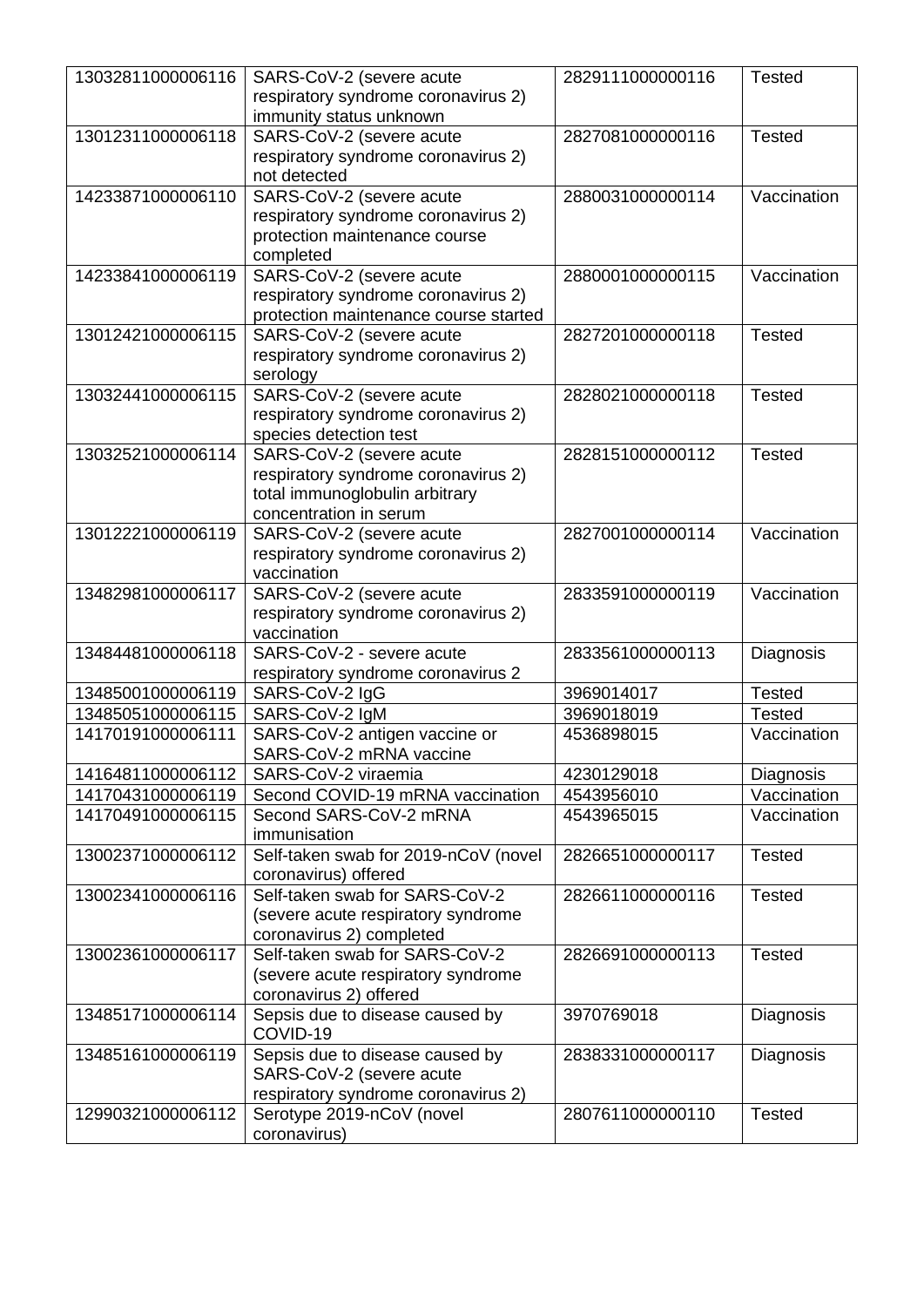| | | | |
|---|---|---|---|
| 13032811000006116 | SARS-CoV-2 (severe acute respiratory syndrome coronavirus 2) immunity status unknown | 2829111000000116 | Tested |
| 13012311000006118 | SARS-CoV-2 (severe acute respiratory syndrome coronavirus 2) not detected | 2827081000000116 | Tested |
| 14233871000006110 | SARS-CoV-2 (severe acute respiratory syndrome coronavirus 2) protection maintenance course completed | 2880031000000114 | Vaccination |
| 14233841000006119 | SARS-CoV-2 (severe acute respiratory syndrome coronavirus 2) protection maintenance course started | 2880001000000115 | Vaccination |
| 13012421000006115 | SARS-CoV-2 (severe acute respiratory syndrome coronavirus 2) serology | 2827201000000118 | Tested |
| 13032441000006115 | SARS-CoV-2 (severe acute respiratory syndrome coronavirus 2) species detection test | 2828021000000118 | Tested |
| 13032521000006114 | SARS-CoV-2 (severe acute respiratory syndrome coronavirus 2) total immunoglobulin arbitrary concentration in serum | 2828151000000112 | Tested |
| 13012221000006119 | SARS-CoV-2 (severe acute respiratory syndrome coronavirus 2) vaccination | 2827001000000114 | Vaccination |
| 13482981000006117 | SARS-CoV-2 (severe acute respiratory syndrome coronavirus 2) vaccination | 2833591000000119 | Vaccination |
| 13484481000006118 | SARS-CoV-2 - severe acute respiratory syndrome coronavirus 2 | 2833561000000113 | Diagnosis |
| 13485001000006119 | SARS-CoV-2 IgG | 3969014017 | Tested |
| 13485051000006115 | SARS-CoV-2 IgM | 3969018019 | Tested |
| 14170191000006111 | SARS-CoV-2 antigen vaccine or SARS-CoV-2 mRNA vaccine | 4536898015 | Vaccination |
| 14164811000006112 | SARS-CoV-2 viraemia | 4230129018 | Diagnosis |
| 14170431000006119 | Second COVID-19 mRNA vaccination | 4543956010 | Vaccination |
| 14170491000006115 | Second SARS-CoV-2 mRNA immunisation | 4543965015 | Vaccination |
| 13002371000006112 | Self-taken swab for 2019-nCoV (novel coronavirus) offered | 2826651000000117 | Tested |
| 13002341000006116 | Self-taken swab for SARS-CoV-2 (severe acute respiratory syndrome coronavirus 2) completed | 2826611000000116 | Tested |
| 13002361000006117 | Self-taken swab for SARS-CoV-2 (severe acute respiratory syndrome coronavirus 2) offered | 2826691000000113 | Tested |
| 13485171000006114 | Sepsis due to disease caused by COVID-19 | 3970769018 | Diagnosis |
| 13485161000006119 | Sepsis due to disease caused by SARS-CoV-2 (severe acute respiratory syndrome coronavirus 2) | 2838331000000117 | Diagnosis |
| 12990321000006112 | Serotype 2019-nCoV (novel coronavirus) | 2807611000000110 | Tested |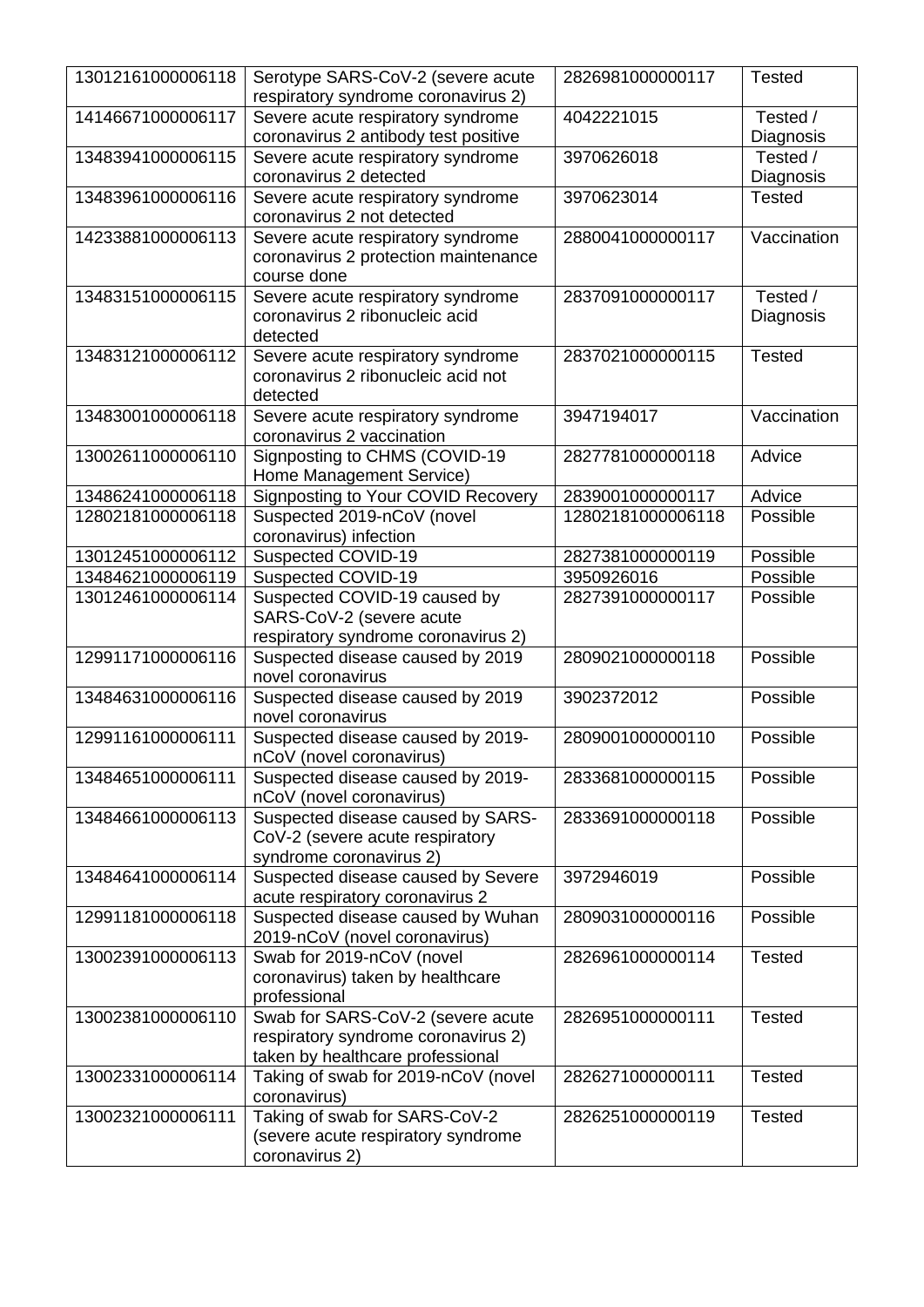| | | | |
|---|---|---|---|
| 13012161000006118 | Serotype SARS-CoV-2 (severe acute respiratory syndrome coronavirus 2) | 2826981000000117 | Tested |
| 14146671000006117 | Severe acute respiratory syndrome coronavirus 2 antibody test positive | 4042221015 | Tested / Diagnosis |
| 13483941000006115 | Severe acute respiratory syndrome coronavirus 2 detected | 3970626018 | Tested / Diagnosis |
| 13483961000006116 | Severe acute respiratory syndrome coronavirus 2 not detected | 3970623014 | Tested |
| 14233881000006113 | Severe acute respiratory syndrome coronavirus 2 protection maintenance course done | 2880041000000117 | Vaccination |
| 13483151000006115 | Severe acute respiratory syndrome coronavirus 2 ribonucleic acid detected | 2837091000000117 | Tested / Diagnosis |
| 13483121000006112 | Severe acute respiratory syndrome coronavirus 2 ribonucleic acid not detected | 2837021000000115 | Tested |
| 13483001000006118 | Severe acute respiratory syndrome coronavirus 2 vaccination | 3947194017 | Vaccination |
| 13002611000006110 | Signposting to CHMS (COVID-19 Home Management Service) | 2827781000000118 | Advice |
| 13486241000006118 | Signposting to Your COVID Recovery | 2839001000000117 | Advice |
| 12802181000006118 | Suspected 2019-nCoV (novel coronavirus) infection | 12802181000006118 | Possible |
| 13012451000006112 | Suspected COVID-19 | 2827381000000119 | Possible |
| 13484621000006119 | Suspected COVID-19 | 3950926016 | Possible |
| 13012461000006114 | Suspected COVID-19 caused by SARS-CoV-2 (severe acute respiratory syndrome coronavirus 2) | 2827391000000117 | Possible |
| 12991171000006116 | Suspected disease caused by 2019 novel coronavirus | 2809021000000118 | Possible |
| 13484631000006116 | Suspected disease caused by 2019 novel coronavirus | 3902372012 | Possible |
| 12991161000006111 | Suspected disease caused by 2019-nCoV (novel coronavirus) | 2809001000000110 | Possible |
| 13484651000006111 | Suspected disease caused by 2019-nCoV (novel coronavirus) | 2833681000000115 | Possible |
| 13484661000006113 | Suspected disease caused by SARS-CoV-2 (severe acute respiratory syndrome coronavirus 2) | 2833691000000118 | Possible |
| 13484641000006114 | Suspected disease caused by Severe acute respiratory coronavirus 2 | 3972946019 | Possible |
| 12991181000006118 | Suspected disease caused by Wuhan 2019-nCoV (novel coronavirus) | 2809031000000116 | Possible |
| 13002391000006113 | Swab for 2019-nCoV (novel coronavirus) taken by healthcare professional | 2826961000000114 | Tested |
| 13002381000006110 | Swab for SARS-CoV-2 (severe acute respiratory syndrome coronavirus 2) taken by healthcare professional | 2826951000000111 | Tested |
| 13002331000006114 | Taking of swab for 2019-nCoV (novel coronavirus) | 2826271000000111 | Tested |
| 13002321000006111 | Taking of swab for SARS-CoV-2 (severe acute respiratory syndrome coronavirus 2) | 2826251000000119 | Tested |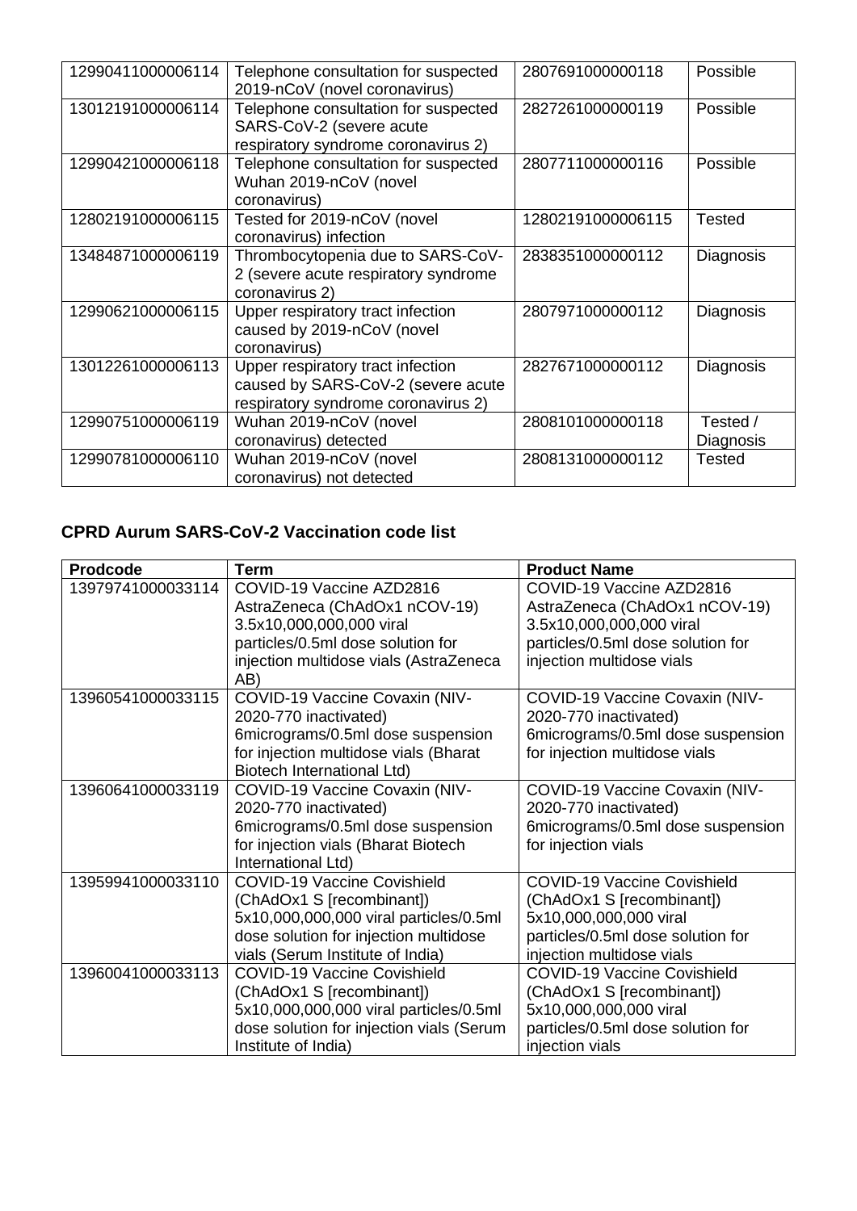| | | | |
|---|---|---|---|
| 12990411000006114 | Telephone consultation for suspected 2019-nCoV (novel coronavirus) | 2807691000000118 | Possible |
| 13012191000006114 | Telephone consultation for suspected SARS-CoV-2 (severe acute respiratory syndrome coronavirus 2) | 2827261000000119 | Possible |
| 12990421000006118 | Telephone consultation for suspected Wuhan 2019-nCoV (novel coronavirus) | 2807711000000116 | Possible |
| 12802191000006115 | Tested for 2019-nCoV (novel coronavirus) infection | 12802191000006115 | Tested |
| 13484871000006119 | Thrombocytopenia due to SARS-CoV-2 (severe acute respiratory syndrome coronavirus 2) | 2838351000000112 | Diagnosis |
| 12990621000006115 | Upper respiratory tract infection caused by 2019-nCoV (novel coronavirus) | 2807971000000112 | Diagnosis |
| 13012261000006113 | Upper respiratory tract infection caused by SARS-CoV-2 (severe acute respiratory syndrome coronavirus 2) | 2827671000000112 | Diagnosis |
| 12990751000006119 | Wuhan 2019-nCoV (novel coronavirus) detected | 2808101000000118 | Tested / Diagnosis |
| 12990781000006110 | Wuhan 2019-nCoV (novel coronavirus) not detected | 2808131000000112 | Tested |

**CPRD Aurum SARS-CoV-2 Vaccination code list**

| Prodcode | Term | Product Name |
|---|---|---|
| 13979741000033114 | COVID-19 Vaccine AZD2816 AstraZeneca (ChAdOx1 nCOV-19) 3.5x10,000,000,000 viral particles/0.5ml dose solution for injection multidose vials (AstraZeneca AB) | COVID-19 Vaccine AZD2816 AstraZeneca (ChAdOx1 nCOV-19) 3.5x10,000,000,000 viral particles/0.5ml dose solution for injection multidose vials |
| 13960541000033115 | COVID-19 Vaccine Covaxin (NIV-2020-770 inactivated) 6micrograms/0.5ml dose suspension for injection multidose vials (Bharat Biotech International Ltd) | COVID-19 Vaccine Covaxin (NIV-2020-770 inactivated) 6micrograms/0.5ml dose suspension for injection multidose vials |
| 13960641000033119 | COVID-19 Vaccine Covaxin (NIV-2020-770 inactivated) 6micrograms/0.5ml dose suspension for injection vials (Bharat Biotech International Ltd) | COVID-19 Vaccine Covaxin (NIV-2020-770 inactivated) 6micrograms/0.5ml dose suspension for injection vials |
| 13959941000033110 | COVID-19 Vaccine Covishield (ChAdOx1 S [recombinant]) 5x10,000,000,000 viral particles/0.5ml dose solution for injection multidose vials (Serum Institute of India) | COVID-19 Vaccine Covishield (ChAdOx1 S [recombinant]) 5x10,000,000,000 viral particles/0.5ml dose solution for injection multidose vials |
| 13960041000033113 | COVID-19 Vaccine Covishield (ChAdOx1 S [recombinant]) 5x10,000,000,000 viral particles/0.5ml dose solution for injection vials (Serum Institute of India) | COVID-19 Vaccine Covishield (ChAdOx1 S [recombinant]) 5x10,000,000,000 viral particles/0.5ml dose solution for injection vials |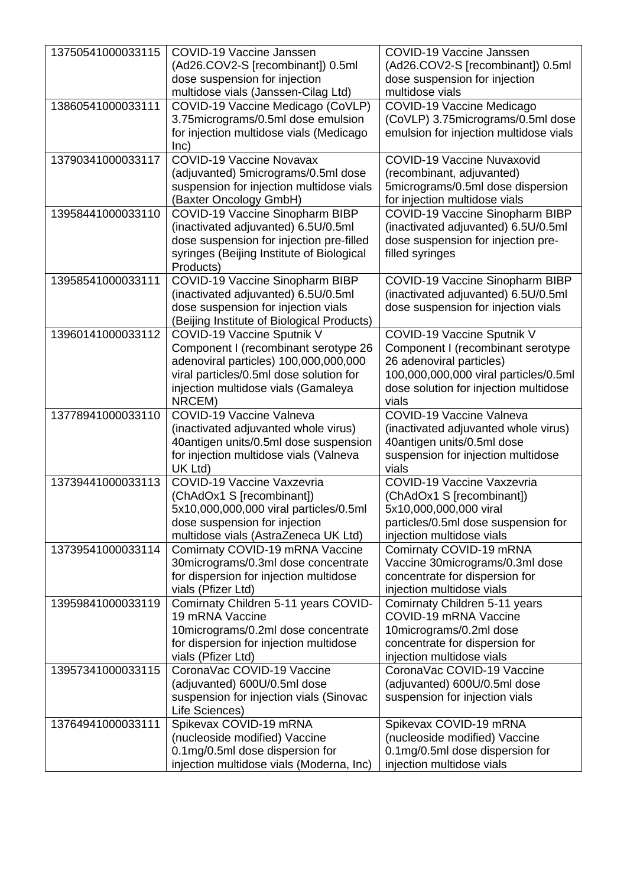| | | |
|---|---|---|
| 13750541000033115 | COVID-19 Vaccine Janssen (Ad26.COV2-S [recombinant]) 0.5ml dose suspension for injection multidose vials (Janssen-Cilag Ltd) | COVID-19 Vaccine Janssen (Ad26.COV2-S [recombinant]) 0.5ml dose suspension for injection multidose vials |
| 13860541000033111 | COVID-19 Vaccine Medicago (CoVLP) 3.75micrograms/0.5ml dose emulsion for injection multidose vials (Medicago Inc) | COVID-19 Vaccine Medicago (CoVLP) 3.75micrograms/0.5ml dose emulsion for injection multidose vials |
| 13790341000033117 | COVID-19 Vaccine Novavax (adjuvanted) 5micrograms/0.5ml dose suspension for injection multidose vials (Baxter Oncology GmbH) | COVID-19 Vaccine Nuvaxovid (recombinant, adjuvanted) 5micrograms/0.5ml dose dispersion for injection multidose vials |
| 13958441000033110 | COVID-19 Vaccine Sinopharm BIBP (inactivated adjuvanted) 6.5U/0.5ml dose suspension for injection pre-filled syringes (Beijing Institute of Biological Products) | COVID-19 Vaccine Sinopharm BIBP (inactivated adjuvanted) 6.5U/0.5ml dose suspension for injection pre-filled syringes |
| 13958541000033111 | COVID-19 Vaccine Sinopharm BIBP (inactivated adjuvanted) 6.5U/0.5ml dose suspension for injection vials (Beijing Institute of Biological Products) | COVID-19 Vaccine Sinopharm BIBP (inactivated adjuvanted) 6.5U/0.5ml dose suspension for injection vials |
| 13960141000033112 | COVID-19 Vaccine Sputnik V Component I (recombinant serotype 26 adenoviral particles) 100,000,000,000 viral particles/0.5ml dose solution for injection multidose vials (Gamaleya NRCEM) | COVID-19 Vaccine Sputnik V Component I (recombinant serotype 26 adenoviral particles) 100,000,000,000 viral particles/0.5ml dose solution for injection multidose vials |
| 13778941000033110 | COVID-19 Vaccine Valneva (inactivated adjuvanted whole virus) 40antigen units/0.5ml dose suspension for injection multidose vials (Valneva UK Ltd) | COVID-19 Vaccine Valneva (inactivated adjuvanted whole virus) 40antigen units/0.5ml dose suspension for injection multidose vials |
| 13739441000033113 | COVID-19 Vaccine Vaxzevria (ChAdOx1 S [recombinant]) 5x10,000,000,000 viral particles/0.5ml dose suspension for injection multidose vials (AstraZeneca UK Ltd) | COVID-19 Vaccine Vaxzevria (ChAdOx1 S [recombinant]) 5x10,000,000,000 viral particles/0.5ml dose suspension for injection multidose vials |
| 13739541000033114 | Comirnaty COVID-19 mRNA Vaccine 30micrograms/0.3ml dose concentrate for dispersion for injection multidose vials (Pfizer Ltd) | Comirnaty COVID-19 mRNA Vaccine 30micrograms/0.3ml dose concentrate for dispersion for injection multidose vials |
| 13959841000033119 | Comirnaty Children 5-11 years COVID-19 mRNA Vaccine 10micrograms/0.2ml dose concentrate for dispersion for injection multidose vials (Pfizer Ltd) | Comirnaty Children 5-11 years COVID-19 mRNA Vaccine 10micrograms/0.2ml dose concentrate for dispersion for injection multidose vials |
| 13957341000033115 | CoronaVac COVID-19 Vaccine (adjuvanted) 600U/0.5ml dose suspension for injection vials (Sinovac Life Sciences) | CoronaVac COVID-19 Vaccine (adjuvanted) 600U/0.5ml dose suspension for injection vials |
| 13764941000033111 | Spikevax COVID-19 mRNA (nucleoside modified) Vaccine 0.1mg/0.5ml dose dispersion for injection multidose vials (Moderna, Inc) | Spikevax COVID-19 mRNA (nucleoside modified) Vaccine 0.1mg/0.5ml dose dispersion for injection multidose vials |